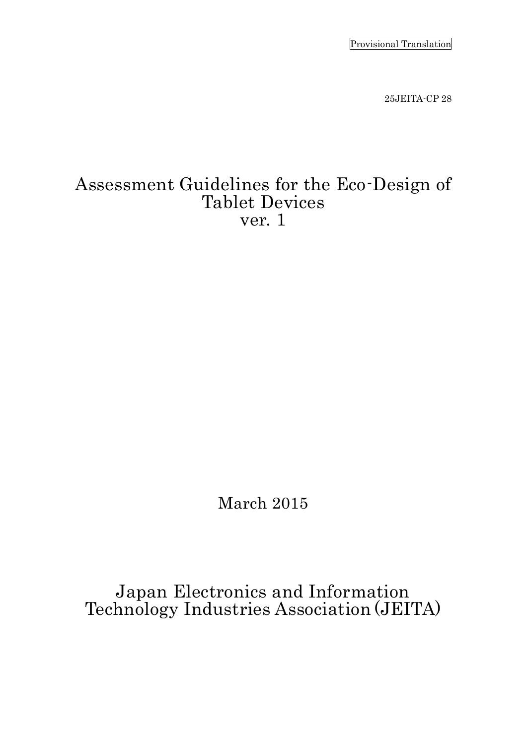Provisional Translation

25JEITA-CP 28

# Assessment Guidelines for the Eco-Design of Tablet Devices ver. 1

March 2015

Japan Electronics and Information Technology Industries Association (JEITA)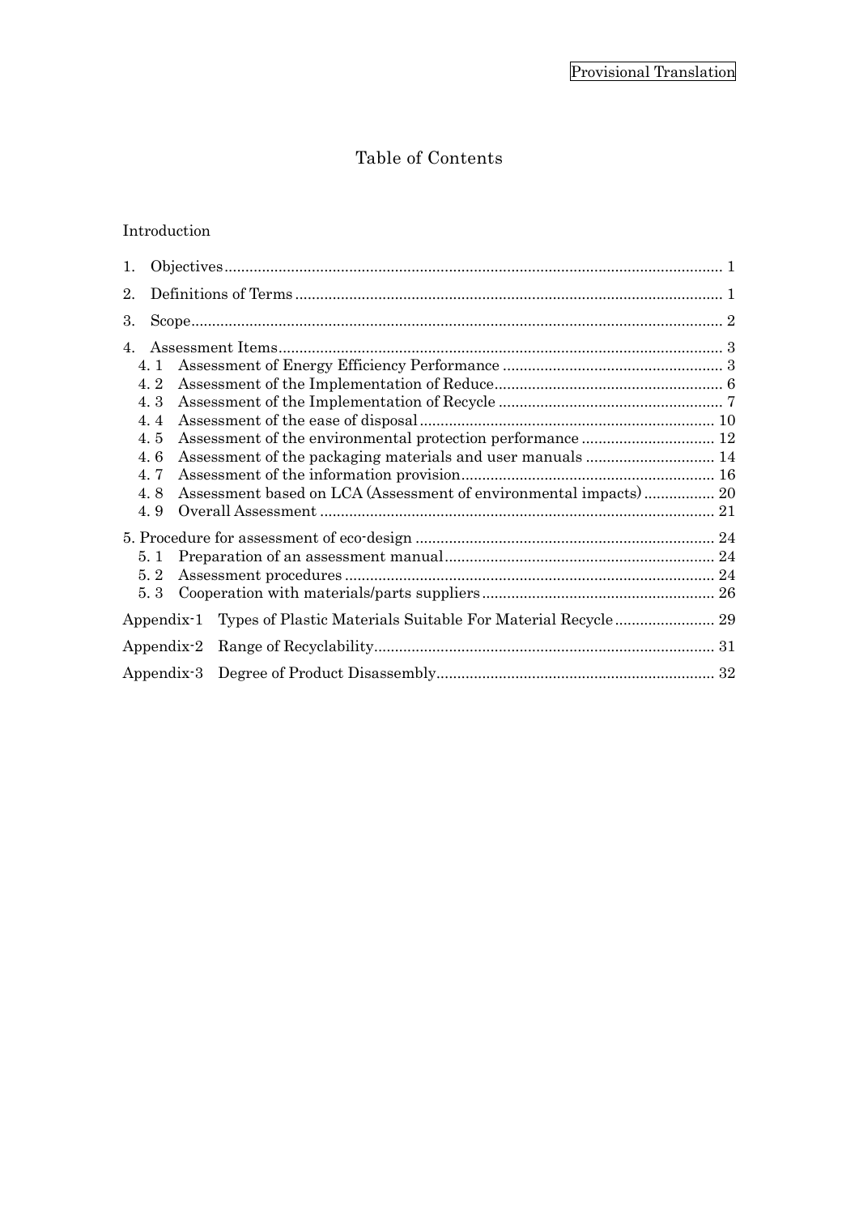Provisional Translation

# Table of Contents

Introduction

1. Objectives ........................................................................................................ 1
2. Definitions of Terms ...................................................................................... 1
3. Scope ................................................................................................................ 2
4. Assessment Items ........................................................................................... 3
   - 4. 1 Assessment of Energy Efficiency Performance ..................................... 3
   - 4. 2 Assessment of the Implementation of Reduce ....................................... 6
   - 4. 3 Assessment of the Implementation of Recycle ...................................... 7
   - 4. 4 Assessment of the ease of disposal ....................................................... 10
   - 4. 5 Assessment of the environmental protection performance ................................ 12
   - 4. 6 Assessment of the packaging materials and user manuals ............................... 14
   - 4. 7 Assessment of the information provision ............................................................ 16
   - 4. 8 Assessment based on LCA (Assessment of environmental impacts) ................. 20
   - 4. 9 Overall Assessment .............................................................................................. 21

5. Procedure for assessment of eco-design ........................................................................ 24
   - 5. 1 Preparation of an assessment manual ................................................................ 24
   - 5. 2 Assessment procedures ........................................................................................ 24
   - 5. 3 Cooperation with materials/parts suppliers ........................................................ 26

Appendix-1 Types of Plastic Materials Suitable For Material Recycle ........................ 29

Appendix-2 Range of Recyclability ................................................................................. 31

Appendix-3 Degree of Product Disassembly .................................................................. 32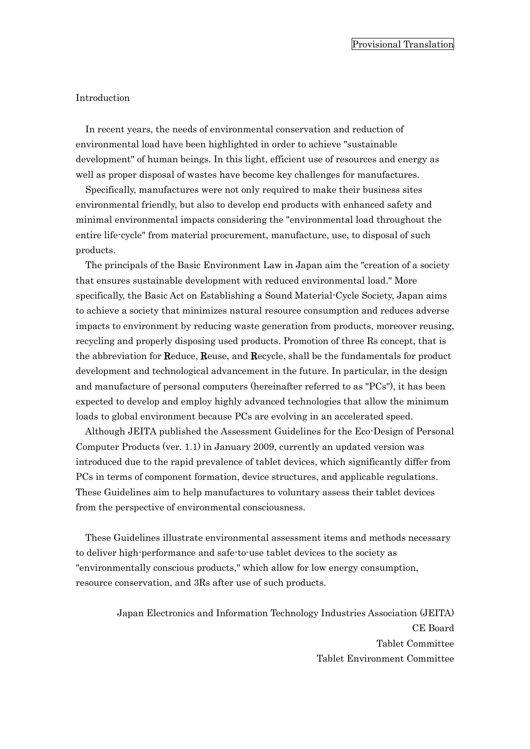Provisional Translation

## Introduction

In recent years, the needs of environmental conservation and reduction of environmental load have been highlighted in order to achieve "sustainable development" of human beings. In this light, efficient use of resources and energy as well as proper disposal of wastes have become key challenges for manufactures.

Specifically, manufactures were not only required to make their business sites environmental friendly, but also to develop end products with enhanced safety and minimal environmental impacts considering the "environmental load throughout the entire life-cycle" from material procurement, manufacture, use, to disposal of such products.

The principals of the Basic Environment Law in Japan aim the "creation of a society that ensures sustainable development with reduced environmental load." More specifically, the Basic Act on Establishing a Sound Material-Cycle Society, Japan aims to achieve a society that minimizes natural resource consumption and reduces adverse impacts to environment by reducing waste generation from products, moreover reusing, recycling and properly disposing used products. Promotion of three Rs concept, that is the abbreviation for **R**educe, **R**euse, and **R**ecycle, shall be the fundamentals for product development and technological advancement in the future. In particular, in the design and manufacture of personal computers (hereinafter referred to as "PCs"), it has been expected to develop and employ highly advanced technologies that allow the minimum loads to global environment because PCs are evolving in an accelerated speed.

Although JEITA published the Assessment Guidelines for the Eco-Design of Personal Computer Products (ver. 1.1) in January 2009, currently an updated version was introduced due to the rapid prevalence of tablet devices, which significantly differ from PCs in terms of component formation, device structures, and applicable regulations. These Guidelines aim to help manufactures to voluntary assess their tablet devices from the perspective of environmental consciousness.

These Guidelines illustrate environmental assessment items and methods necessary to deliver high-performance and safe-to-use tablet devices to the society as "environmentally conscious products," which allow for low energy consumption, resource conservation, and 3Rs after use of such products.

Japan Electronics and Information Technology Industries Association (JEITA)
CE Board
Tablet Committee
Tablet Environment Committee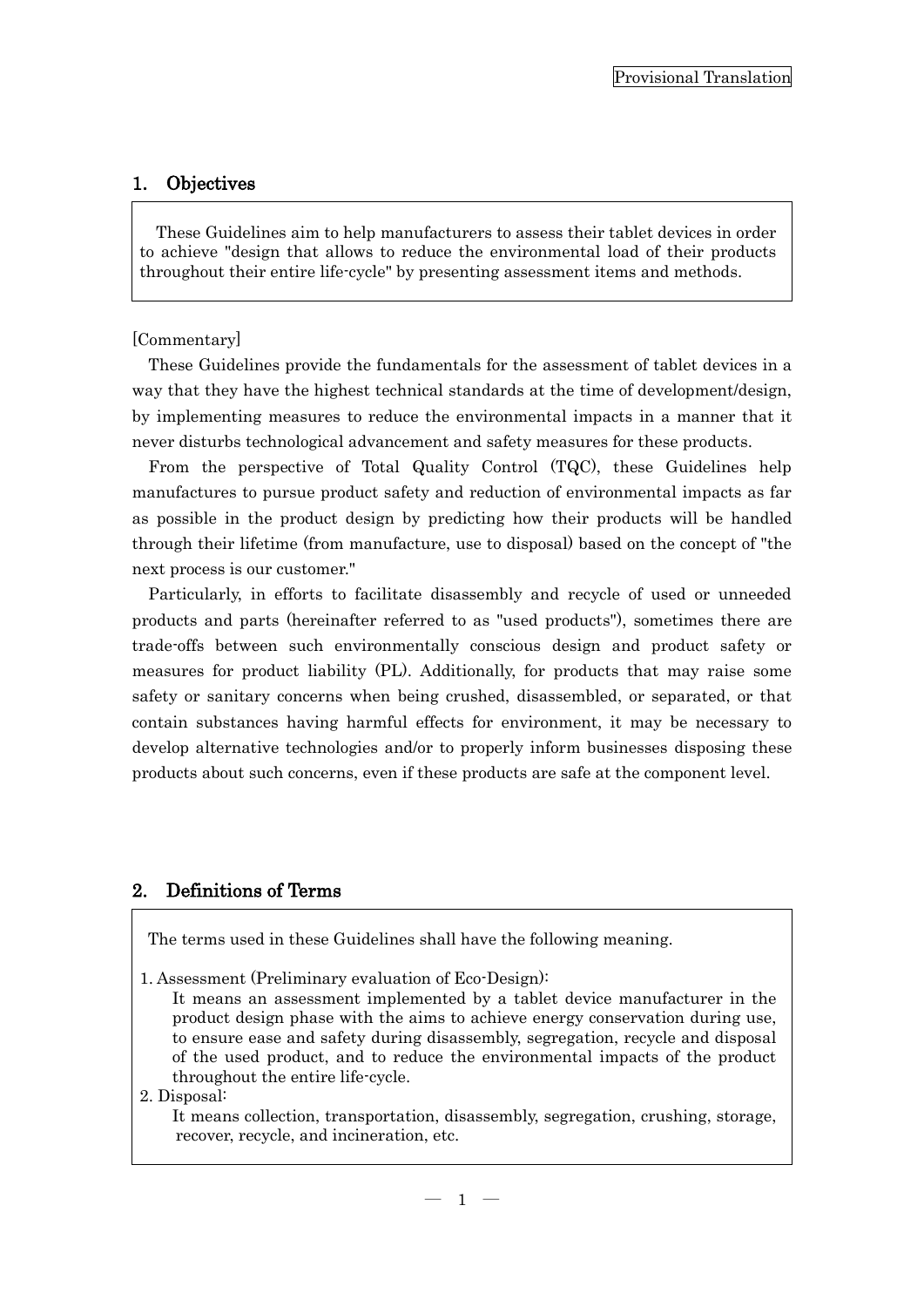Provisional Translation

## 1. Objectives

These Guidelines aim to help manufacturers to assess their tablet devices in order to achieve "design that allows to reduce the environmental load of their products throughout their entire life-cycle" by presenting assessment items and methods.

[Commentary]

These Guidelines provide the fundamentals for the assessment of tablet devices in a way that they have the highest technical standards at the time of development/design, by implementing measures to reduce the environmental impacts in a manner that it never disturbs technological advancement and safety measures for these products.

From the perspective of Total Quality Control (TQC), these Guidelines help manufactures to pursue product safety and reduction of environmental impacts as far as possible in the product design by predicting how their products will be handled through their lifetime (from manufacture, use to disposal) based on the concept of "the next process is our customer."

Particularly, in efforts to facilitate disassembly and recycle of used or unneeded products and parts (hereinafter referred to as "used products"), sometimes there are trade-offs between such environmentally conscious design and product safety or measures for product liability (PL). Additionally, for products that may raise some safety or sanitary concerns when being crushed, disassembled, or separated, or that contain substances having harmful effects for environment, it may be necessary to develop alternative technologies and/or to properly inform businesses disposing these products about such concerns, even if these products are safe at the component level.

## 2. Definitions of Terms

The terms used in these Guidelines shall have the following meaning.

1. Assessment (Preliminary evaluation of Eco-Design):
   It means an assessment implemented by a tablet device manufacturer in the product design phase with the aims to achieve energy conservation during use, to ensure ease and safety during disassembly, segregation, recycle and disposal of the used product, and to reduce the environmental impacts of the product throughout the entire life-cycle.
2. Disposal:
   It means collection, transportation, disassembly, segregation, crushing, storage, recover, recycle, and incineration, etc.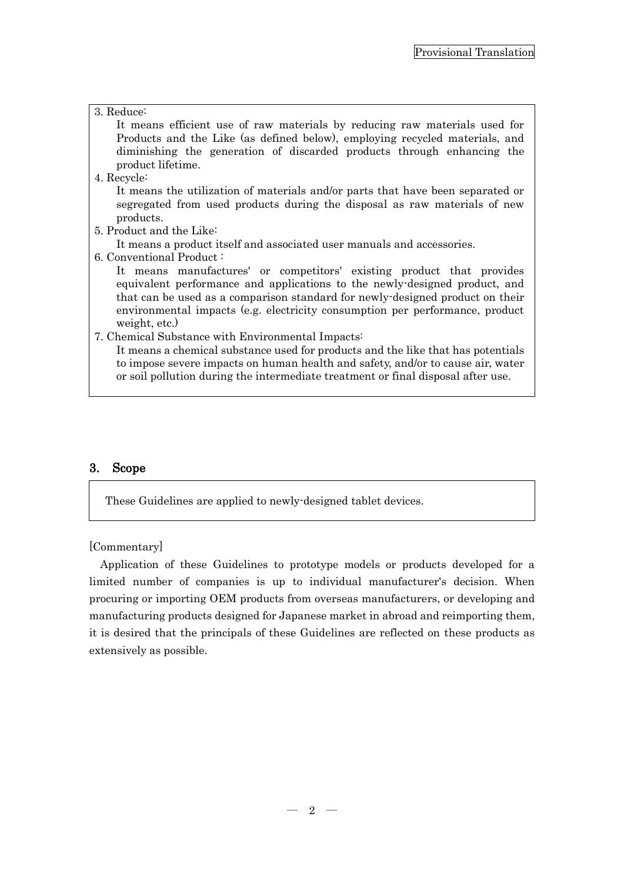3. Reduce:

   It means efficient use of raw materials by reducing raw materials used for Products and the Like (as defined below), employing recycled materials, and diminishing the generation of discarded products through enhancing the product lifetime.

4. Recycle:

   It means the utilization of materials and/or parts that have been separated or segregated from used products during the disposal as raw materials of new products.

5. Product and the Like:

   It means a product itself and associated user manuals and accessories.

6. Conventional Product :

   It means manufactures' or competitors' existing product that provides equivalent performance and applications to the newly-designed product, and that can be used as a comparison standard for newly-designed product on their environmental impacts (e.g. electricity consumption per performance, product weight, etc.)

7. Chemical Substance with Environmental Impacts:

   It means a chemical substance used for products and the like that has potentials to impose severe impacts on human health and safety, and/or to cause air, water or soil pollution during the intermediate treatment or final disposal after use.

## 3. Scope

These Guidelines are applied to newly-designed tablet devices.

[Commentary]

Application of these Guidelines to prototype models or products developed for a limited number of companies is up to individual manufacturer's decision. When procuring or importing OEM products from overseas manufacturers, or developing and manufacturing products designed for Japanese market in abroad and reimporting them, it is desired that the principals of these Guidelines are reflected on these products as extensively as possible.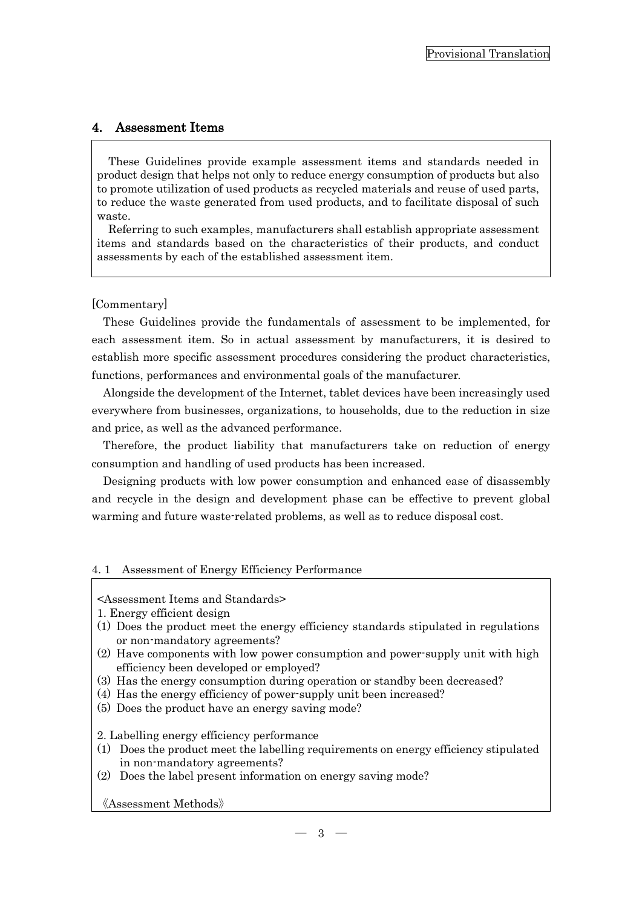## 4. Assessment Items

These Guidelines provide example assessment items and standards needed in product design that helps not only to reduce energy consumption of products but also to promote utilization of used products as recycled materials and reuse of used parts, to reduce the waste generated from used products, and to facilitate disposal of such waste.

Referring to such examples, manufacturers shall establish appropriate assessment items and standards based on the characteristics of their products, and conduct assessments by each of the established assessment item.

[Commentary]

These Guidelines provide the fundamentals of assessment to be implemented, for each assessment item. So in actual assessment by manufacturers, it is desired to establish more specific assessment procedures considering the product characteristics, functions, performances and environmental goals of the manufacturer.

Alongside the development of the Internet, tablet devices have been increasingly used everywhere from businesses, organizations, to households, due to the reduction in size and price, as well as the advanced performance.

Therefore, the product liability that manufacturers take on reduction of energy consumption and handling of used products has been increased.

Designing products with low power consumption and enhanced ease of disassembly and recycle in the design and development phase can be effective to prevent global warming and future waste-related problems, as well as to reduce disposal cost.

### 4. 1 Assessment of Energy Efficiency Performance

<Assessment Items and Standards>

1. Energy efficient design

(1) Does the product meet the energy efficiency standards stipulated in regulations or non-mandatory agreements?
(2) Have components with low power consumption and power-supply unit with high efficiency been developed or employed?
(3) Has the energy consumption during operation or standby been decreased?
(4) Has the energy efficiency of power-supply unit been increased?
(5) Does the product have an energy saving mode?

2. Labelling energy efficiency performance

(1) Does the product meet the labelling requirements on energy efficiency stipulated in non-mandatory agreements?
(2) Does the label present information on energy saving mode?

《Assessment Methods》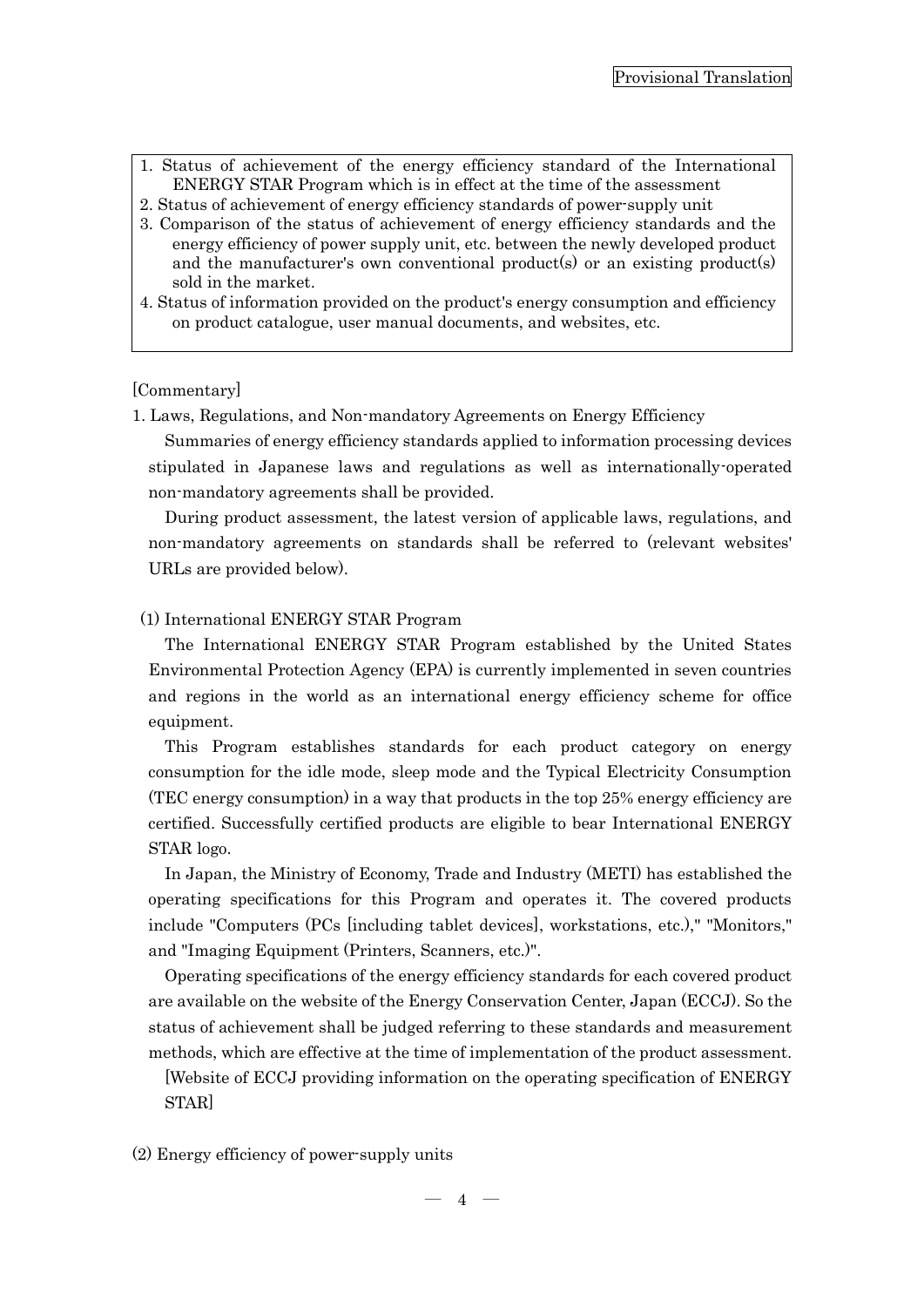Provisional Translation

1. Status of achievement of the energy efficiency standard of the International ENERGY STAR Program which is in effect at the time of the assessment
2. Status of achievement of energy efficiency standards of power-supply unit
3. Comparison of the status of achievement of energy efficiency standards and the energy efficiency of power supply unit, etc. between the newly developed product and the manufacturer's own conventional product(s) or an existing product(s) sold in the market.
4. Status of information provided on the product's energy consumption and efficiency on product catalogue, user manual documents, and websites, etc.

[Commentary]

1. Laws, Regulations, and Non-mandatory Agreements on Energy Efficiency

Summaries of energy efficiency standards applied to information processing devices stipulated in Japanese laws and regulations as well as internationally-operated non-mandatory agreements shall be provided.

During product assessment, the latest version of applicable laws, regulations, and non-mandatory agreements on standards shall be referred to (relevant websites' URLs are provided below).

(1) International ENERGY STAR Program

The International ENERGY STAR Program established by the United States Environmental Protection Agency (EPA) is currently implemented in seven countries and regions in the world as an international energy efficiency scheme for office equipment.

This Program establishes standards for each product category on energy consumption for the idle mode, sleep mode and the Typical Electricity Consumption (TEC energy consumption) in a way that products in the top 25% energy efficiency are certified. Successfully certified products are eligible to bear International ENERGY STAR logo.

In Japan, the Ministry of Economy, Trade and Industry (METI) has established the operating specifications for this Program and operates it. The covered products include "Computers (PCs [including tablet devices], workstations, etc.)," "Monitors," and "Imaging Equipment (Printers, Scanners, etc.)".

Operating specifications of the energy efficiency standards for each covered product are available on the website of the Energy Conservation Center, Japan (ECCJ). So the status of achievement shall be judged referring to these standards and measurement methods, which are effective at the time of implementation of the product assessment.

[Website of ECCJ providing information on the operating specification of ENERGY STAR]

(2) Energy efficiency of power-supply units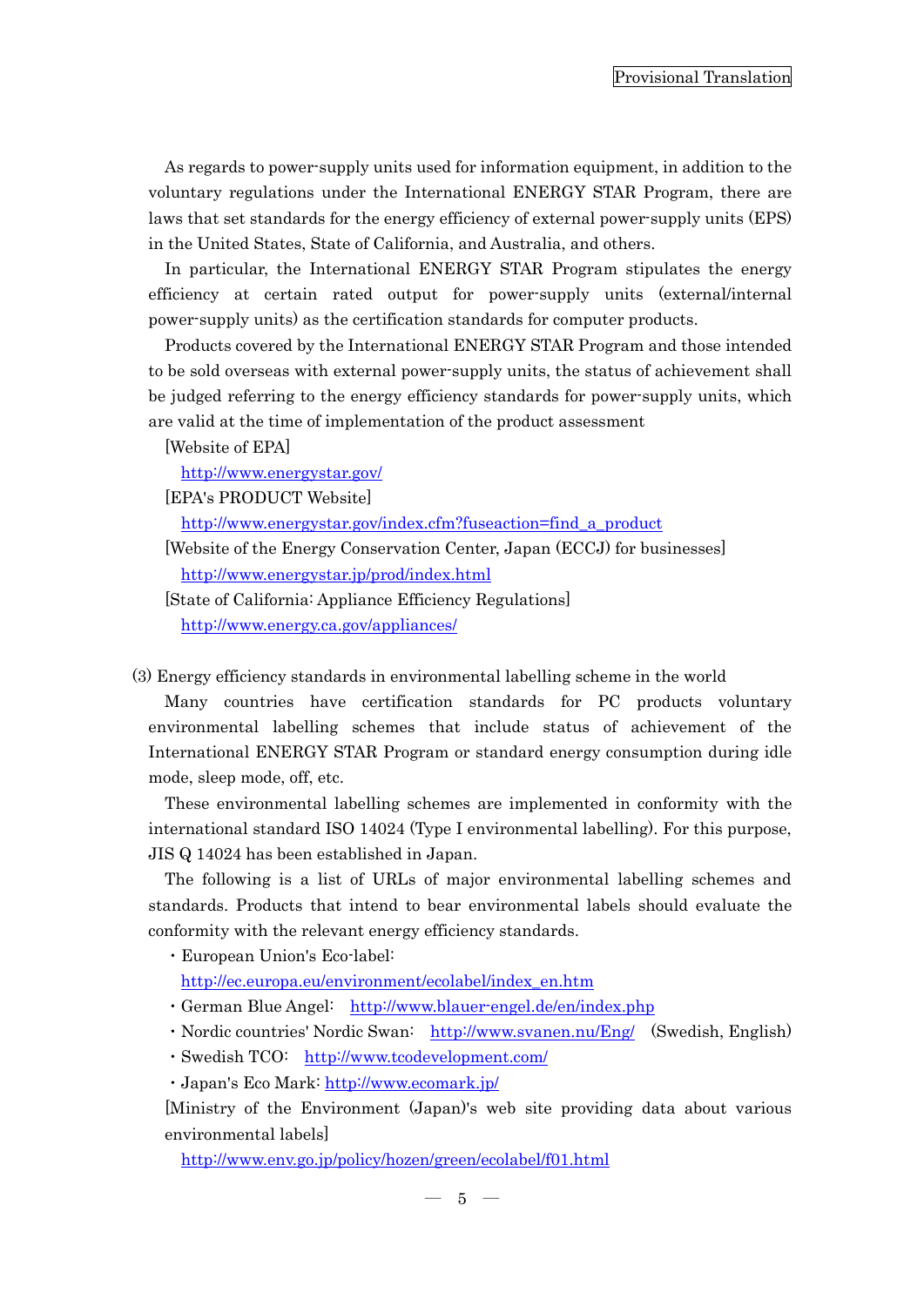As regards to power-supply units used for information equipment, in addition to the voluntary regulations under the International ENERGY STAR Program, there are laws that set standards for the energy efficiency of external power-supply units (EPS) in the United States, State of California, and Australia, and others.

In particular, the International ENERGY STAR Program stipulates the energy efficiency at certain rated output for power-supply units (external/internal power-supply units) as the certification standards for computer products.

Products covered by the International ENERGY STAR Program and those intended to be sold overseas with external power-supply units, the status of achievement shall be judged referring to the energy efficiency standards for power-supply units, which are valid at the time of implementation of the product assessment

[Website of EPA]

http://www.energystar.gov/

[EPA's PRODUCT Website]

http://www.energystar.gov/index.cfm?fuseaction=find_a_product

[Website of the Energy Conservation Center, Japan (ECCJ) for businesses]

http://www.energystar.jp/prod/index.html

[State of California: Appliance Efficiency Regulations]

http://www.energy.ca.gov/appliances/

(3) Energy efficiency standards in environmental labelling scheme in the world

Many countries have certification standards for PC products voluntary environmental labelling schemes that include status of achievement of the International ENERGY STAR Program or standard energy consumption during idle mode, sleep mode, off, etc.

These environmental labelling schemes are implemented in conformity with the international standard ISO 14024 (Type I environmental labelling). For this purpose, JIS Q 14024 has been established in Japan.

The following is a list of URLs of major environmental labelling schemes and standards. Products that intend to bear environmental labels should evaluate the conformity with the relevant energy efficiency standards.

- European Union's Eco-label:
  http://ec.europa.eu/environment/ecolabel/index_en.htm
- German Blue Angel: http://www.blauer-engel.de/en/index.php
- Nordic countries' Nordic Swan: http://www.svanen.nu/Eng/ (Swedish, English)
- Swedish TCO: http://www.tcodevelopment.com/
- Japan's Eco Mark: http://www.ecomark.jp/

[Ministry of the Environment (Japan)'s web site providing data about various environmental labels]

http://www.env.go.jp/policy/hozen/green/ecolabel/f01.html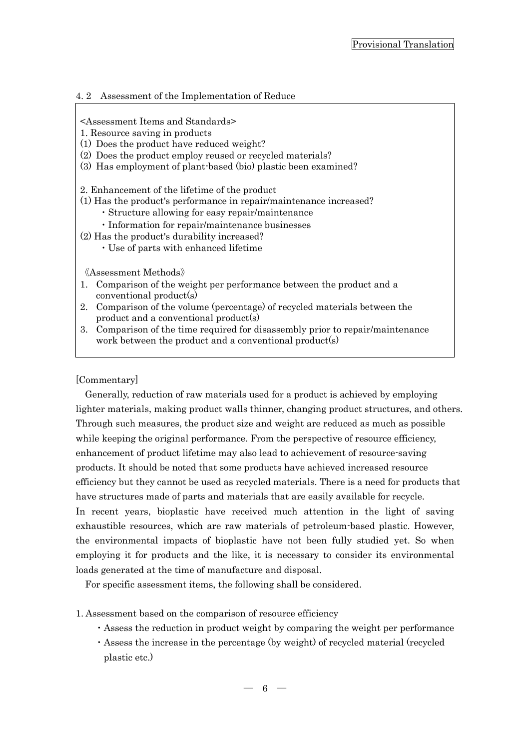## 4. 2　Assessment of the Implementation of Reduce

<Assessment Items and Standards>

1. Resource saving in products
   (1) Does the product have reduced weight?
   (2) Does the product employ reused or recycled materials?
   (3) Has employment of plant-based (bio) plastic been examined?

2. Enhancement of the lifetime of the product
   (1) Has the product's performance in repair/maintenance increased?
   - Structure allowing for easy repair/maintenance
   - Information for repair/maintenance businesses

   (2) Has the product's durability increased?
   - Use of parts with enhanced lifetime

《Assessment Methods》

1. Comparison of the weight per performance between the product and a conventional product(s)
2. Comparison of the volume (percentage) of recycled materials between the product and a conventional product(s)
3. Comparison of the time required for disassembly prior to repair/maintenance work between the product and a conventional product(s)

[Commentary]

Generally, reduction of raw materials used for a product is achieved by employing lighter materials, making product walls thinner, changing product structures, and others. Through such measures, the product size and weight are reduced as much as possible while keeping the original performance. From the perspective of resource efficiency, enhancement of product lifetime may also lead to achievement of resource-saving products. It should be noted that some products have achieved increased resource efficiency but they cannot be used as recycled materials. There is a need for products that have structures made of parts and materials that are easily available for recycle.

In recent years, bioplastic have received much attention in the light of saving exhaustible resources, which are raw materials of petroleum-based plastic. However, the environmental impacts of bioplastic have not been fully studied yet. So when employing it for products and the like, it is necessary to consider its environmental loads generated at the time of manufacture and disposal.

For specific assessment items, the following shall be considered.

1. Assessment based on the comparison of resource efficiency
   - Assess the reduction in product weight by comparing the weight per performance
   - Assess the increase in the percentage (by weight) of recycled material (recycled plastic etc.)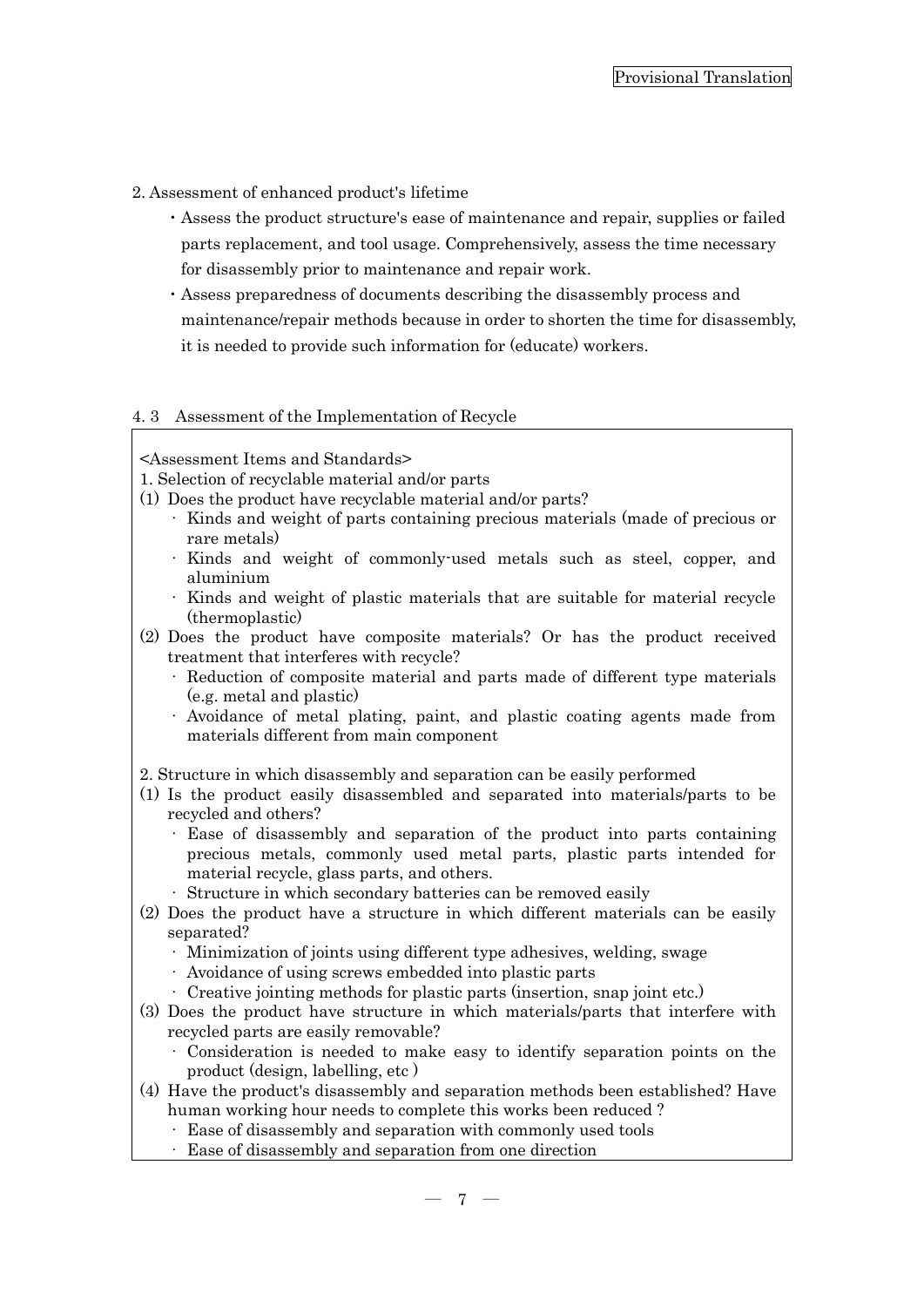2. Assessment of enhanced product's lifetime

- Assess the product structure's ease of maintenance and repair, supplies or failed parts replacement, and tool usage. Comprehensively, assess the time necessary for disassembly prior to maintenance and repair work.
- Assess preparedness of documents describing the disassembly process and maintenance/repair methods because in order to shorten the time for disassembly, it is needed to provide such information for (educate) workers.

### 4. 3　Assessment of the Implementation of Recycle

<Assessment Items and Standards>

1. Selection of recyclable material and/or parts

(1) Does the product have recyclable material and/or parts?
- Kinds and weight of parts containing precious materials (made of precious or rare metals)
- Kinds and weight of commonly-used metals such as steel, copper, and aluminium
- Kinds and weight of plastic materials that are suitable for material recycle (thermoplastic)

(2) Does the product have composite materials? Or has the product received treatment that interferes with recycle?
- Reduction of composite material and parts made of different type materials (e.g. metal and plastic)
- Avoidance of metal plating, paint, and plastic coating agents made from materials different from main component

2. Structure in which disassembly and separation can be easily performed

(1) Is the product easily disassembled and separated into materials/parts to be recycled and others?
- Ease of disassembly and separation of the product into parts containing precious metals, commonly used metal parts, plastic parts intended for material recycle, glass parts, and others.
- Structure in which secondary batteries can be removed easily

(2) Does the product have a structure in which different materials can be easily separated?
- Minimization of joints using different type adhesives, welding, swage
- Avoidance of using screws embedded into plastic parts
- Creative jointing methods for plastic parts (insertion, snap joint etc.)

(3) Does the product have structure in which materials/parts that interfere with recycled parts are easily removable?
- Consideration is needed to make easy to identify separation points on the product (design, labelling, etc )

(4) Have the product's disassembly and separation methods been established? Have human working hour needs to complete this works been reduced ?
- Ease of disassembly and separation with commonly used tools
- Ease of disassembly and separation from one direction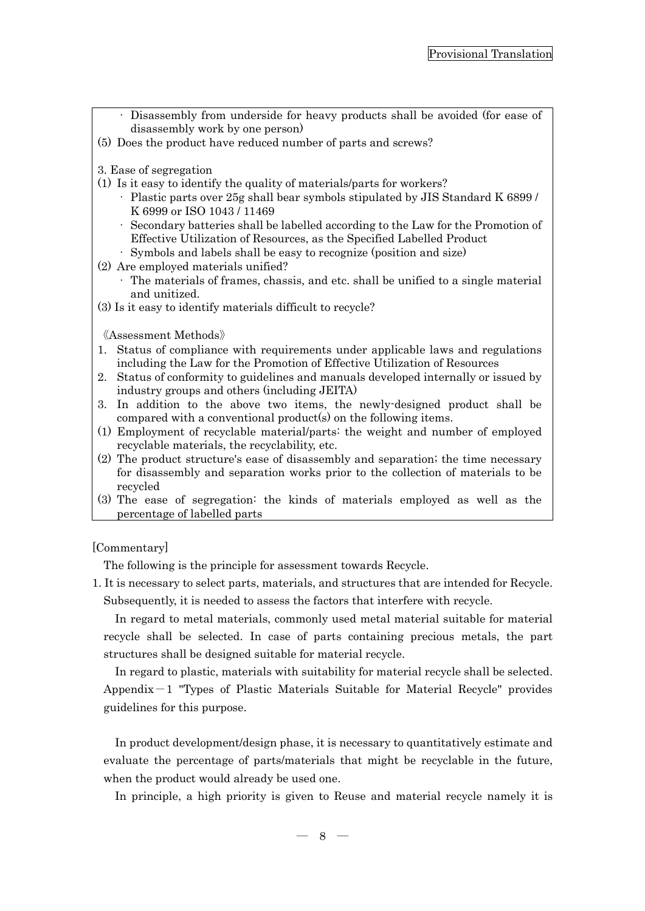- Disassembly from underside for heavy products shall be avoided (for ease of disassembly work by one person)

(5) Does the product have reduced number of parts and screws?

3. Ease of segregation

(1) Is it easy to identify the quality of materials/parts for workers?
   - Plastic parts over 25g shall bear symbols stipulated by JIS Standard K 6899 / K 6999 or ISO 1043 / 11469
   - Secondary batteries shall be labelled according to the Law for the Promotion of Effective Utilization of Resources, as the Specified Labelled Product
   - Symbols and labels shall be easy to recognize (position and size)

(2) Are employed materials unified?
   - The materials of frames, chassis, and etc. shall be unified to a single material and unitized.

(3) Is it easy to identify materials difficult to recycle?

《Assessment Methods》

1. Status of compliance with requirements under applicable laws and regulations including the Law for the Promotion of Effective Utilization of Resources
2. Status of conformity to guidelines and manuals developed internally or issued by industry groups and others (including JEITA)
3. In addition to the above two items, the newly-designed product shall be compared with a conventional product(s) on the following items.

(1) Employment of recyclable material/parts: the weight and number of employed recyclable materials, the recyclability, etc.

(2) The product structure's ease of disassembly and separation; the time necessary for disassembly and separation works prior to the collection of materials to be recycled

(3) The ease of segregation: the kinds of materials employed as well as the percentage of labelled parts

[Commentary]

The following is the principle for assessment towards Recycle.

1. It is necessary to select parts, materials, and structures that are intended for Recycle. Subsequently, it is needed to assess the factors that interfere with recycle.

In regard to metal materials, commonly used metal material suitable for material recycle shall be selected. In case of parts containing precious metals, the part structures shall be designed suitable for material recycle.

In regard to plastic, materials with suitability for material recycle shall be selected. Appendix－1 "Types of Plastic Materials Suitable for Material Recycle" provides guidelines for this purpose.

In product development/design phase, it is necessary to quantitatively estimate and evaluate the percentage of parts/materials that might be recyclable in the future, when the product would already be used one.

In principle, a high priority is given to Reuse and material recycle namely it is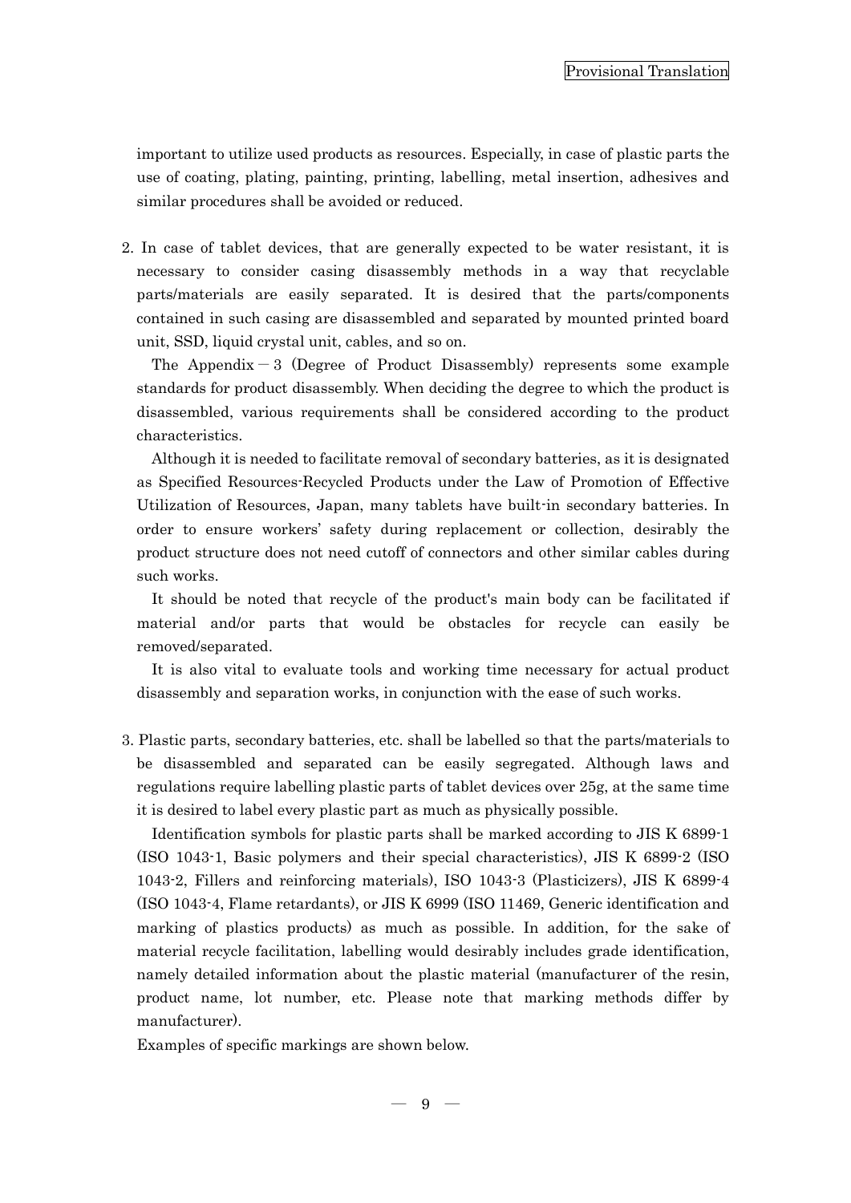important to utilize used products as resources. Especially, in case of plastic parts the use of coating, plating, painting, printing, labelling, metal insertion, adhesives and similar procedures shall be avoided or reduced.

2. In case of tablet devices, that are generally expected to be water resistant, it is necessary to consider casing disassembly methods in a way that recyclable parts/materials are easily separated. It is desired that the parts/components contained in such casing are disassembled and separated by mounted printed board unit, SSD, liquid crystal unit, cables, and so on.

   The Appendix－3 (Degree of Product Disassembly) represents some example standards for product disassembly. When deciding the degree to which the product is disassembled, various requirements shall be considered according to the product characteristics.

   Although it is needed to facilitate removal of secondary batteries, as it is designated as Specified Resources-Recycled Products under the Law of Promotion of Effective Utilization of Resources, Japan, many tablets have built-in secondary batteries. In order to ensure workers' safety during replacement or collection, desirably the product structure does not need cutoff of connectors and other similar cables during such works.

   It should be noted that recycle of the product's main body can be facilitated if material and/or parts that would be obstacles for recycle can easily be removed/separated.

   It is also vital to evaluate tools and working time necessary for actual product disassembly and separation works, in conjunction with the ease of such works.

3. Plastic parts, secondary batteries, etc. shall be labelled so that the parts/materials to be disassembled and separated can be easily segregated. Although laws and regulations require labelling plastic parts of tablet devices over 25g, at the same time it is desired to label every plastic part as much as physically possible.

   Identification symbols for plastic parts shall be marked according to JIS K 6899-1 (ISO 1043-1, Basic polymers and their special characteristics), JIS K 6899-2 (ISO 1043-2, Fillers and reinforcing materials), ISO 1043-3 (Plasticizers), JIS K 6899-4 (ISO 1043-4, Flame retardants), or JIS K 6999 (ISO 11469, Generic identification and marking of plastics products) as much as possible. In addition, for the sake of material recycle facilitation, labelling would desirably includes grade identification, namely detailed information about the plastic material (manufacturer of the resin, product name, lot number, etc. Please note that marking methods differ by manufacturer).

   Examples of specific markings are shown below.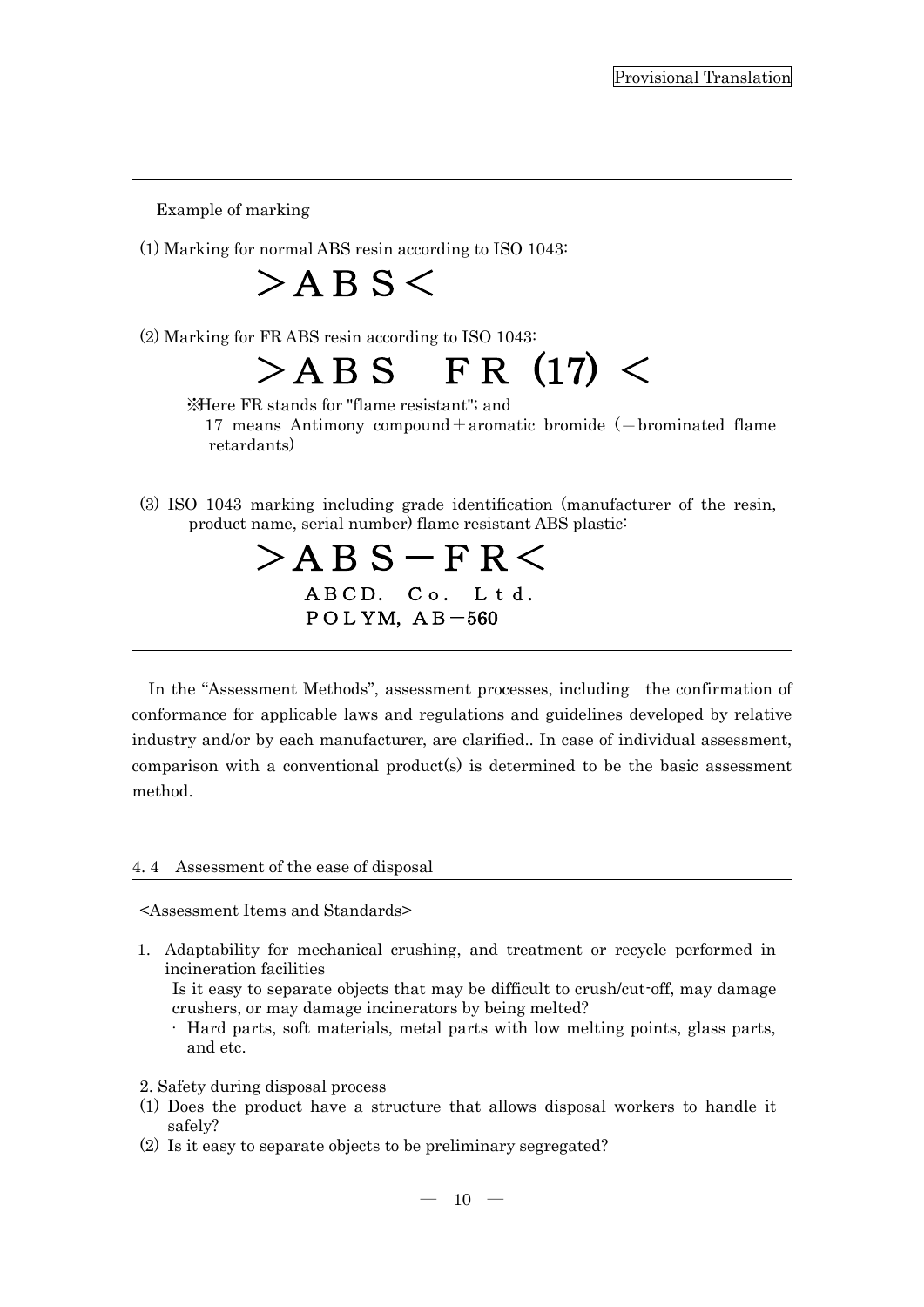Example of marking

(1) Marking for normal ABS resin according to ISO 1043:

＞ABS＜

(2) Marking for FR ABS resin according to ISO 1043:

＞ABS　FR (17) ＜

※Here FR stands for "flame resistant"; and
17 means Antimony compound＋aromatic bromide (＝brominated flame retardants)

(3) ISO 1043 marking including grade identification (manufacturer of the resin, product name, serial number) flame resistant ABS plastic:

＞ABS－FR＜
ABCD. Co. Ltd.
POLYM, AB－560

In the "Assessment Methods", assessment processes, including the confirmation of conformance for applicable laws and regulations and guidelines developed by relative industry and/or by each manufacturer, are clarified.. In case of individual assessment, comparison with a conventional product(s) is determined to be the basic assessment method.

### 4. 4　Assessment of the ease of disposal

<Assessment Items and Standards>

1. Adaptability for mechanical crushing, and treatment or recycle performed in incineration facilities
   Is it easy to separate objects that may be difficult to crush/cut-off, may damage crushers, or may damage incinerators by being melted?
   - Hard parts, soft materials, metal parts with low melting points, glass parts, and etc.

2. Safety during disposal process
(1) Does the product have a structure that allows disposal workers to handle it safely?
(2) Is it easy to separate objects to be preliminary segregated?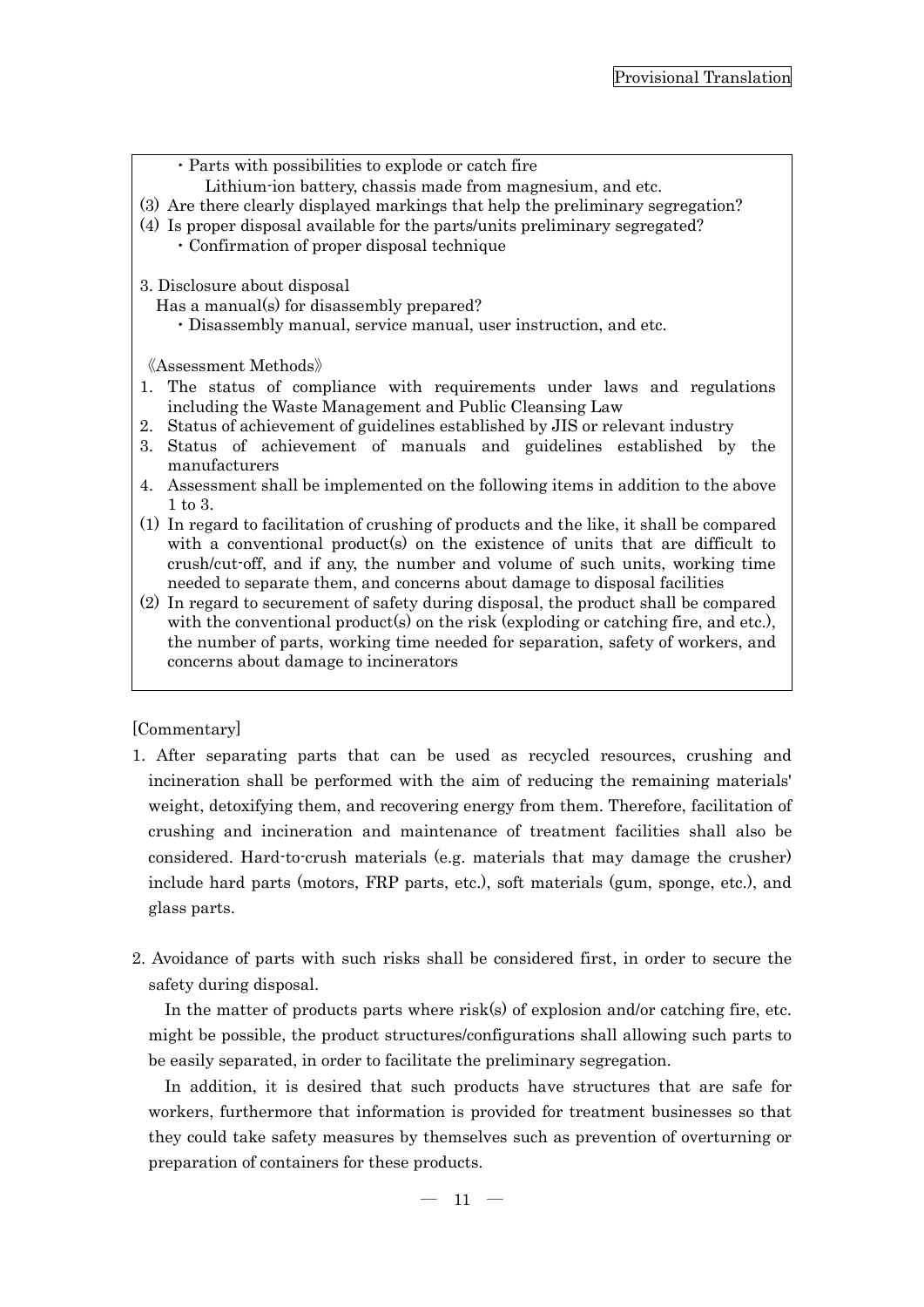- Parts with possibilities to explode or catch fire
  Lithium-ion battery, chassis made from magnesium, and etc.

(3) Are there clearly displayed markings that help the preliminary segregation?

(4) Is proper disposal available for the parts/units preliminary segregated?
- Confirmation of proper disposal technique

3. Disclosure about disposal

Has a manual(s) for disassembly prepared?
- Disassembly manual, service manual, user instruction, and etc.

《Assessment Methods》

1. The status of compliance with requirements under laws and regulations including the Waste Management and Public Cleansing Law
2. Status of achievement of guidelines established by JIS or relevant industry
3. Status of achievement of manuals and guidelines established by the manufacturers
4. Assessment shall be implemented on the following items in addition to the above 1 to 3.

(1) In regard to facilitation of crushing of products and the like, it shall be compared with a conventional product(s) on the existence of units that are difficult to crush/cut-off, and if any, the number and volume of such units, working time needed to separate them, and concerns about damage to disposal facilities

(2) In regard to securement of safety during disposal, the product shall be compared with the conventional product(s) on the risk (exploding or catching fire, and etc.), the number of parts, working time needed for separation, safety of workers, and concerns about damage to incinerators

[Commentary]

1. After separating parts that can be used as recycled resources, crushing and incineration shall be performed with the aim of reducing the remaining materials' weight, detoxifying them, and recovering energy from them. Therefore, facilitation of crushing and incineration and maintenance of treatment facilities shall also be considered. Hard-to-crush materials (e.g. materials that may damage the crusher) include hard parts (motors, FRP parts, etc.), soft materials (gum, sponge, etc.), and glass parts.

2. Avoidance of parts with such risks shall be considered first, in order to secure the safety during disposal.

   In the matter of products parts where risk(s) of explosion and/or catching fire, etc. might be possible, the product structures/configurations shall allowing such parts to be easily separated, in order to facilitate the preliminary segregation.

   In addition, it is desired that such products have structures that are safe for workers, furthermore that information is provided for treatment businesses so that they could take safety measures by themselves such as prevention of overturning or preparation of containers for these products.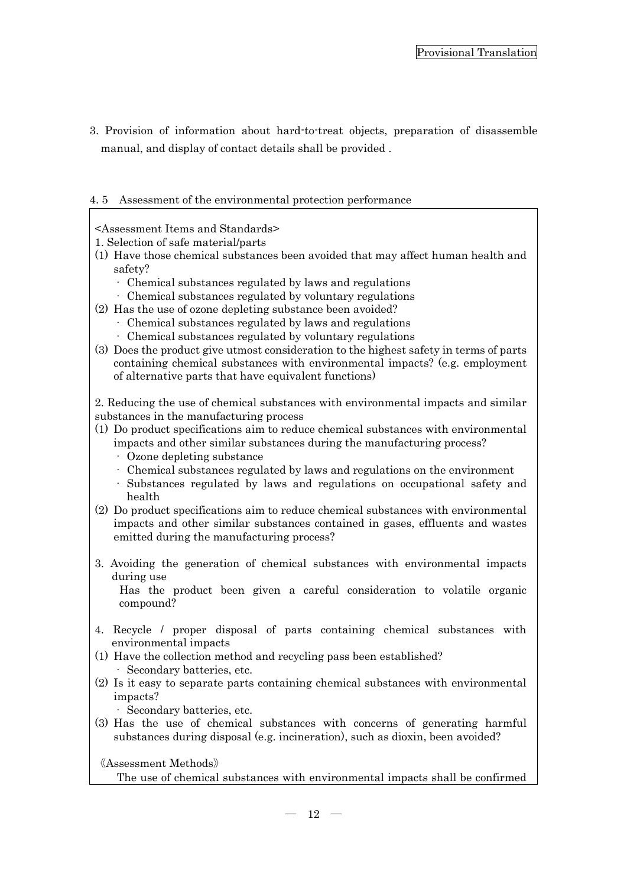3. Provision of information about hard-to-treat objects, preparation of disassemble manual, and display of contact details shall be provided .

## 4. 5 Assessment of the environmental protection performance

<Assessment Items and Standards>

1. Selection of safe material/parts

(1) Have those chemical substances been avoided that may affect human health and safety?
   - Chemical substances regulated by laws and regulations
   - Chemical substances regulated by voluntary regulations

(2) Has the use of ozone depleting substance been avoided?
   - Chemical substances regulated by laws and regulations
   - Chemical substances regulated by voluntary regulations

(3) Does the product give utmost consideration to the highest safety in terms of parts containing chemical substances with environmental impacts? (e.g. employment of alternative parts that have equivalent functions)

2. Reducing the use of chemical substances with environmental impacts and similar substances in the manufacturing process

(1) Do product specifications aim to reduce chemical substances with environmental impacts and other similar substances during the manufacturing process?
   - Ozone depleting substance
   - Chemical substances regulated by laws and regulations on the environment
   - Substances regulated by laws and regulations on occupational safety and health

(2) Do product specifications aim to reduce chemical substances with environmental impacts and other similar substances contained in gases, effluents and wastes emitted during the manufacturing process?

3. Avoiding the generation of chemical substances with environmental impacts during use

   Has the product been given a careful consideration to volatile organic compound?

4. Recycle / proper disposal of parts containing chemical substances with environmental impacts

(1) Have the collection method and recycling pass been established?
   - Secondary batteries, etc.

(2) Is it easy to separate parts containing chemical substances with environmental impacts?
   - Secondary batteries, etc.

(3) Has the use of chemical substances with concerns of generating harmful substances during disposal (e.g. incineration), such as dioxin, been avoided?

《Assessment Methods》

The use of chemical substances with environmental impacts shall be confirmed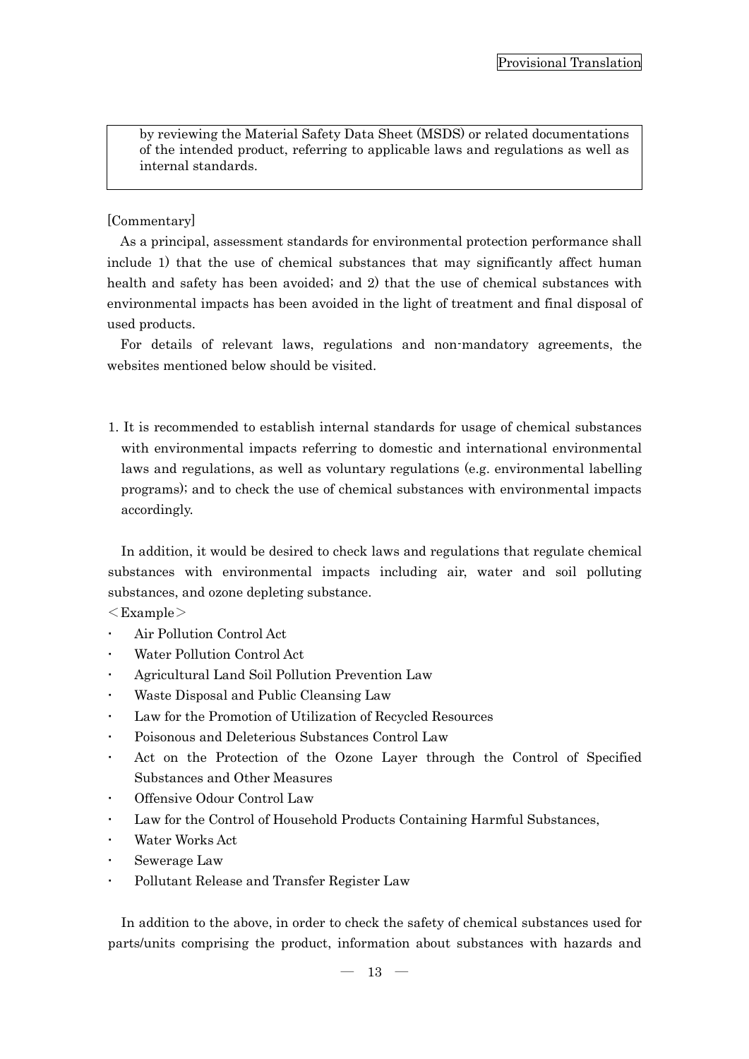by reviewing the Material Safety Data Sheet (MSDS) or related documentations of the intended product, referring to applicable laws and regulations as well as internal standards.

[Commentary]

As a principal, assessment standards for environmental protection performance shall include 1) that the use of chemical substances that may significantly affect human health and safety has been avoided; and 2) that the use of chemical substances with environmental impacts has been avoided in the light of treatment and final disposal of used products.

For details of relevant laws, regulations and non-mandatory agreements, the websites mentioned below should be visited.

1. It is recommended to establish internal standards for usage of chemical substances with environmental impacts referring to domestic and international environmental laws and regulations, as well as voluntary regulations (e.g. environmental labelling programs); and to check the use of chemical substances with environmental impacts accordingly.

In addition, it would be desired to check laws and regulations that regulate chemical substances with environmental impacts including air, water and soil polluting substances, and ozone depleting substance.

＜Example＞

- Air Pollution Control Act
- Water Pollution Control Act
- Agricultural Land Soil Pollution Prevention Law
- Waste Disposal and Public Cleansing Law
- Law for the Promotion of Utilization of Recycled Resources
- Poisonous and Deleterious Substances Control Law
- Act on the Protection of the Ozone Layer through the Control of Specified Substances and Other Measures
- Offensive Odour Control Law
- Law for the Control of Household Products Containing Harmful Substances,
- Water Works Act
- Sewerage Law
- Pollutant Release and Transfer Register Law

In addition to the above, in order to check the safety of chemical substances used for parts/units comprising the product, information about substances with hazards and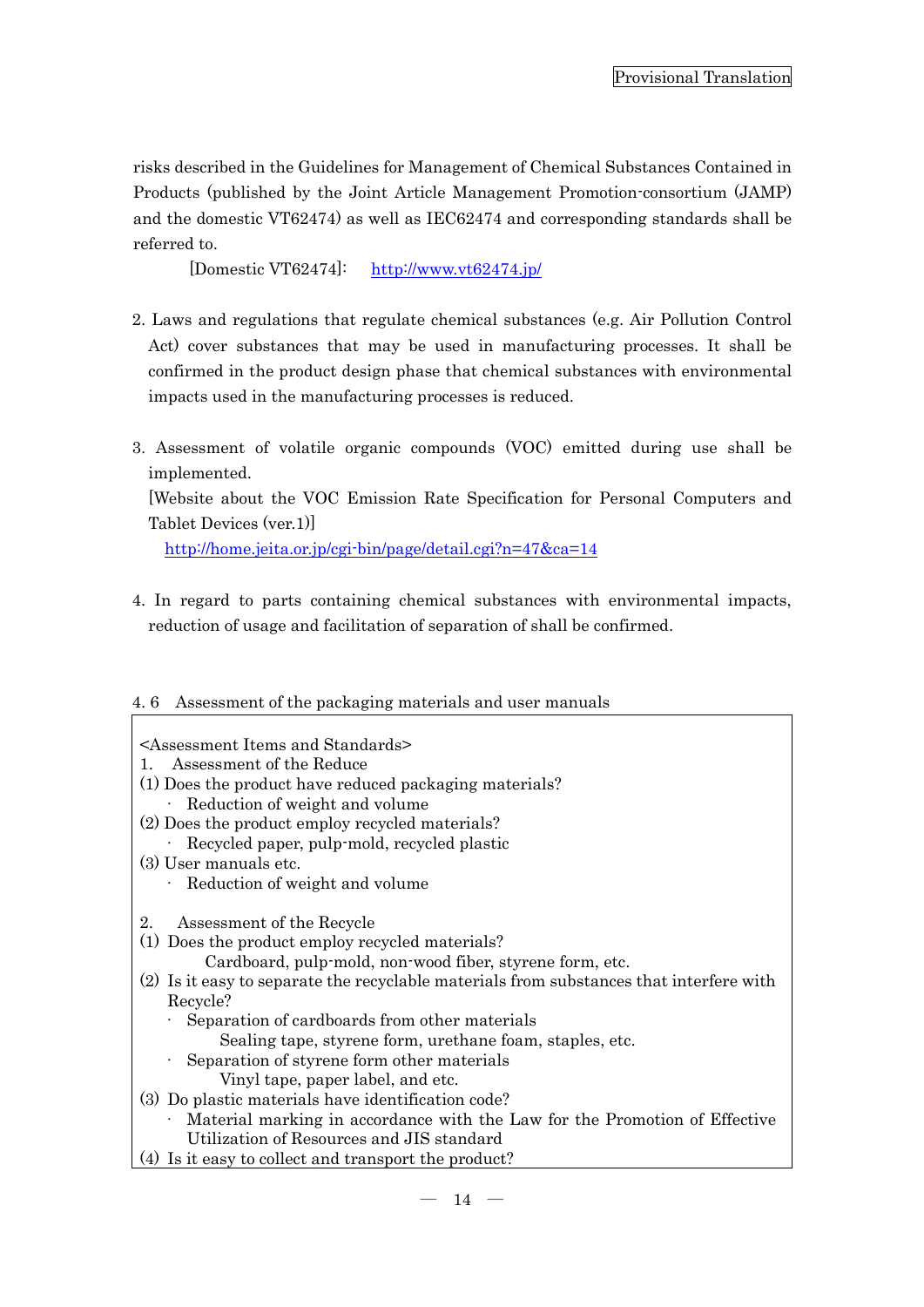risks described in the Guidelines for Management of Chemical Substances Contained in Products (published by the Joint Article Management Promotion-consortium (JAMP) and the domestic VT62474) as well as IEC62474 and corresponding standards shall be referred to.

[Domestic VT62474]: http://www.vt62474.jp/

2. Laws and regulations that regulate chemical substances (e.g. Air Pollution Control Act) cover substances that may be used in manufacturing processes. It shall be confirmed in the product design phase that chemical substances with environmental impacts used in the manufacturing processes is reduced.

3. Assessment of volatile organic compounds (VOC) emitted during use shall be implemented.
   [Website about the VOC Emission Rate Specification for Personal Computers and Tablet Devices (ver.1)]
   http://home.jeita.or.jp/cgi-bin/page/detail.cgi?n=47&ca=14

4. In regard to parts containing chemical substances with environmental impacts, reduction of usage and facilitation of separation of shall be confirmed.

### 4. 6 Assessment of the packaging materials and user manuals

<Assessment Items and Standards>

1. Assessment of the Reduce

(1) Does the product have reduced packaging materials?
- Reduction of weight and volume

(2) Does the product employ recycled materials?
- Recycled paper, pulp-mold, recycled plastic

(3) User manuals etc.
- Reduction of weight and volume

2. Assessment of the Recycle

(1) Does the product employ recycled materials?
   Cardboard, pulp-mold, non-wood fiber, styrene form, etc.

(2) Is it easy to separate the recyclable materials from substances that interfere with Recycle?
- Separation of cardboards from other materials
  Sealing tape, styrene form, urethane foam, staples, etc.
- Separation of styrene form other materials
  Vinyl tape, paper label, and etc.

(3) Do plastic materials have identification code?
- Material marking in accordance with the Law for the Promotion of Effective Utilization of Resources and JIS standard

(4) Is it easy to collect and transport the product?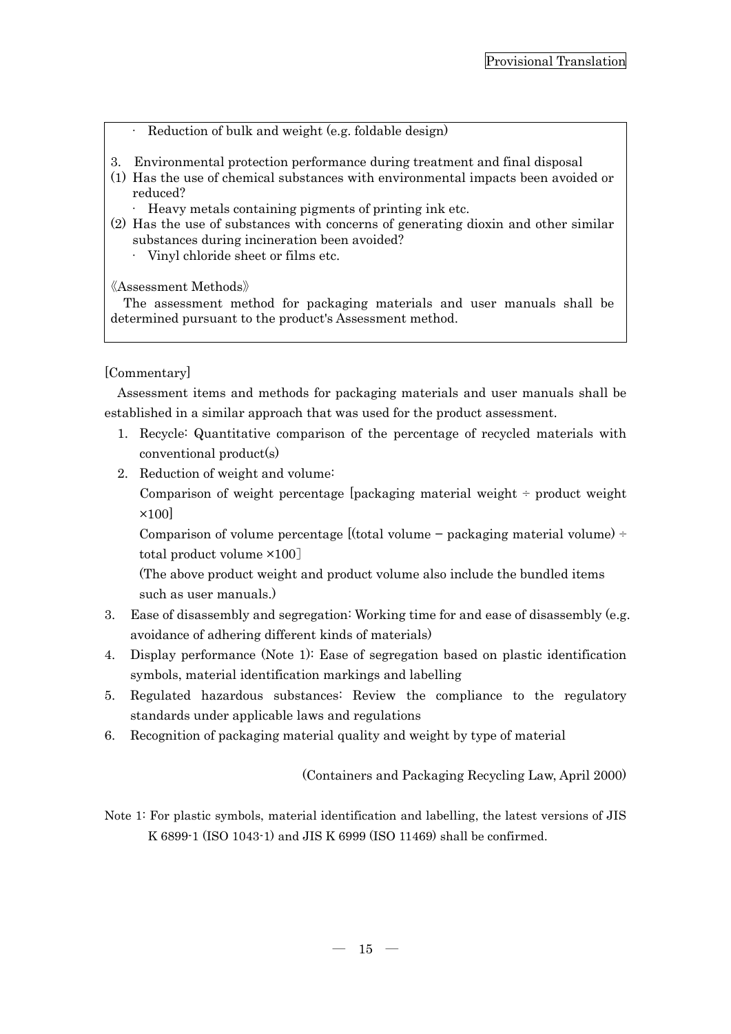· Reduction of bulk and weight (e.g. foldable design)

3. Environmental protection performance during treatment and final disposal

(1) Has the use of chemical substances with environmental impacts been avoided or reduced?
   · Heavy metals containing pigments of printing ink etc.

(2) Has the use of substances with concerns of generating dioxin and other similar substances during incineration been avoided?
   · Vinyl chloride sheet or films etc.

《Assessment Methods》

The assessment method for packaging materials and user manuals shall be determined pursuant to the product's Assessment method.

[Commentary]

Assessment items and methods for packaging materials and user manuals shall be established in a similar approach that was used for the product assessment.

1. Recycle: Quantitative comparison of the percentage of recycled materials with conventional product(s)
2. Reduction of weight and volume:
   Comparison of weight percentage [packaging material weight ÷ product weight ×100]
   Comparison of volume percentage [(total volume − packaging material volume) ÷ total product volume ×100]
   (The above product weight and product volume also include the bundled items such as user manuals.)
3. Ease of disassembly and segregation: Working time for and ease of disassembly (e.g. avoidance of adhering different kinds of materials)
4. Display performance (Note 1): Ease of segregation based on plastic identification symbols, material identification markings and labelling
5. Regulated hazardous substances: Review the compliance to the regulatory standards under applicable laws and regulations
6. Recognition of packaging material quality and weight by type of material

(Containers and Packaging Recycling Law, April 2000)

Note 1: For plastic symbols, material identification and labelling, the latest versions of JIS K 6899-1 (ISO 1043-1) and JIS K 6999 (ISO 11469) shall be confirmed.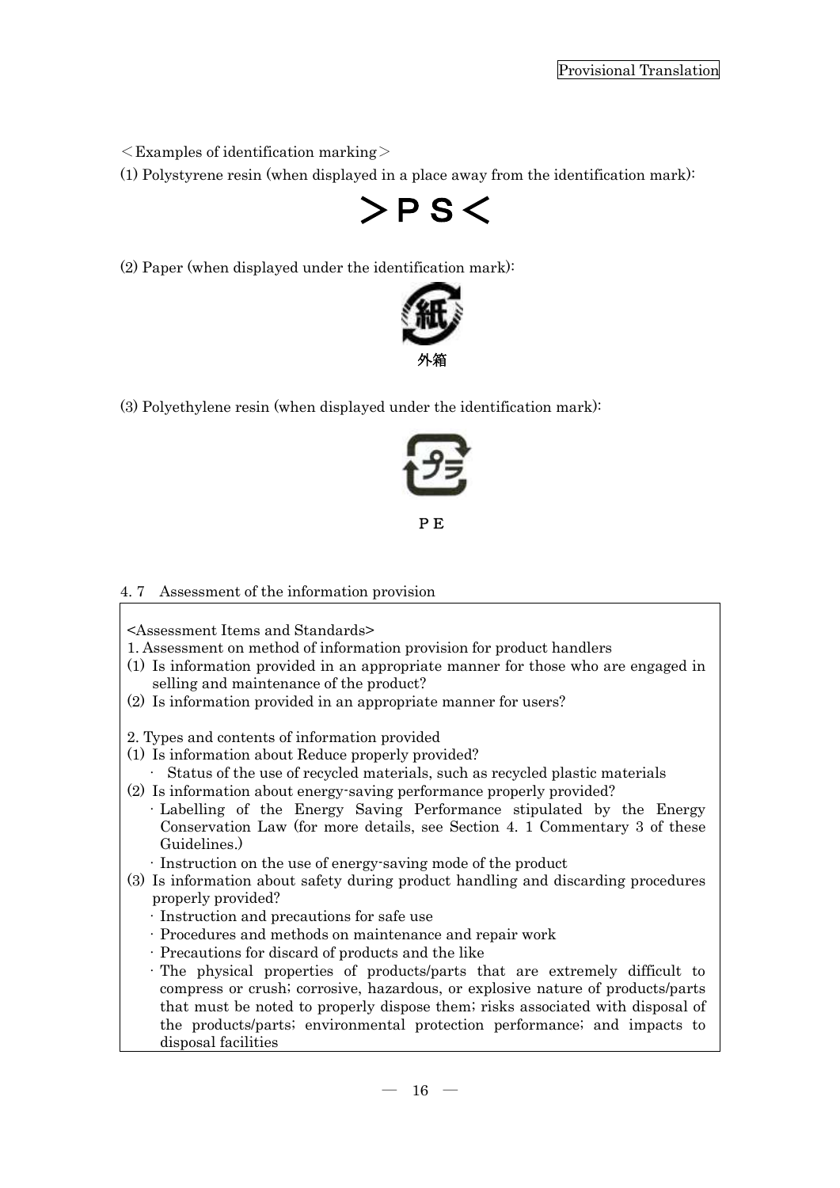＜Examples of identification marking＞

(1) Polystyrene resin (when displayed in a place away from the identification mark):

＞ＰＳ＜

(2) Paper (when displayed under the identification mark):

外箱

(3) Polyethylene resin (when displayed under the identification mark):

ＰＥ

4. 7　Assessment of the information provision

<Assessment Items and Standards>

1. Assessment on method of information provision for product handlers

(1) Is information provided in an appropriate manner for those who are engaged in selling and maintenance of the product?

(2) Is information provided in an appropriate manner for users?

2. Types and contents of information provided

(1) Is information about Reduce properly provided?
  - Status of the use of recycled materials, such as recycled plastic materials

(2) Is information about energy-saving performance properly provided?
  - Labelling of the Energy Saving Performance stipulated by the Energy Conservation Law (for more details, see Section 4. 1 Commentary 3 of these Guidelines.)
  - Instruction on the use of energy-saving mode of the product

(3) Is information about safety during product handling and discarding procedures properly provided?
  - Instruction and precautions for safe use
  - Procedures and methods on maintenance and repair work
  - Precautions for discard of products and the like
  - The physical properties of products/parts that are extremely difficult to compress or crush; corrosive, hazardous, or explosive nature of products/parts that must be noted to properly dispose them; risks associated with disposal of the products/parts; environmental protection performance; and impacts to disposal facilities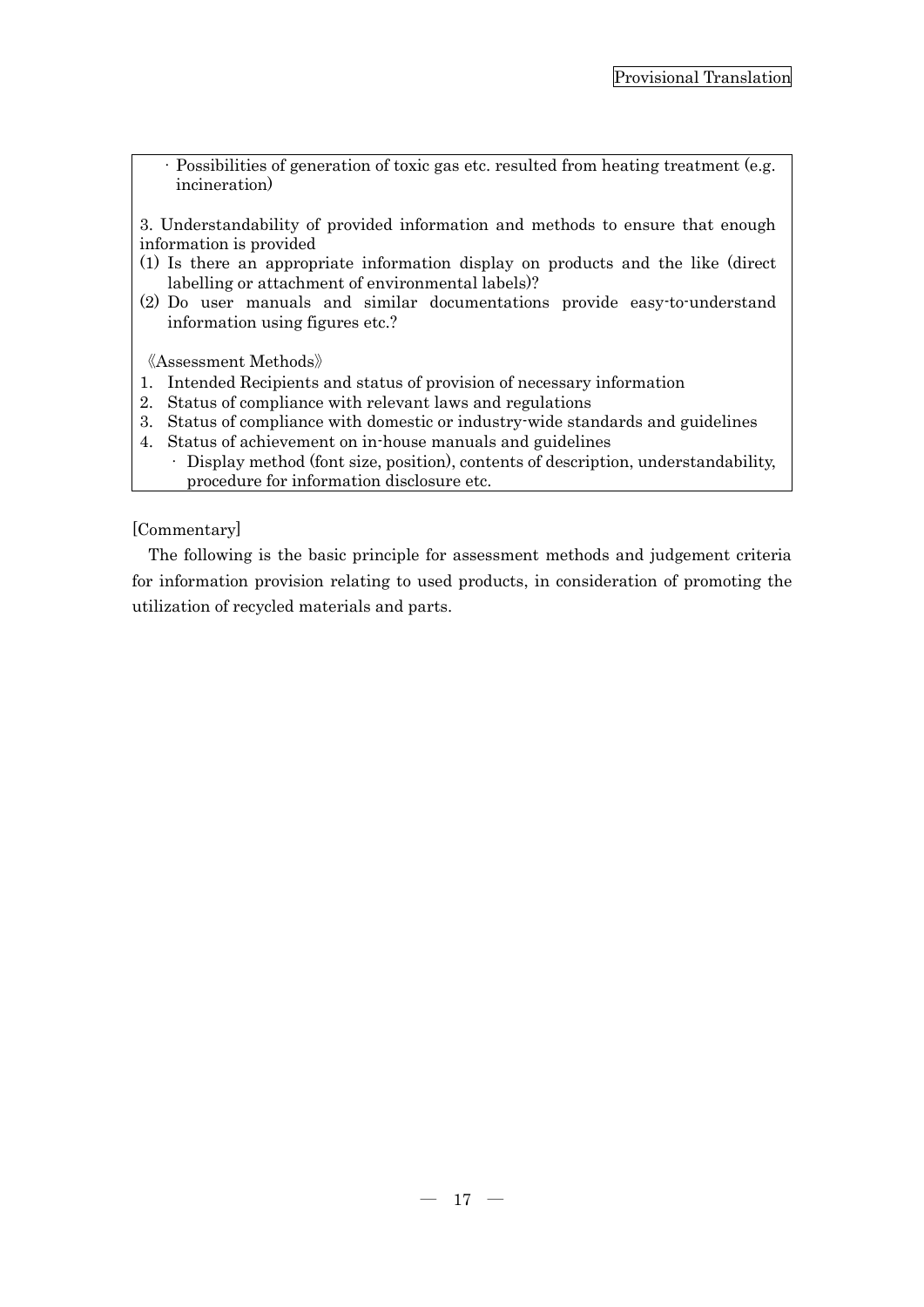· Possibilities of generation of toxic gas etc. resulted from heating treatment (e.g. incineration)

3. Understandability of provided information and methods to ensure that enough information is provided

(1) Is there an appropriate information display on products and the like (direct labelling or attachment of environmental labels)?

(2) Do user manuals and similar documentations provide easy-to-understand information using figures etc.?

《Assessment Methods》

1. Intended Recipients and status of provision of necessary information
2. Status of compliance with relevant laws and regulations
3. Status of compliance with domestic or industry-wide standards and guidelines
4. Status of achievement on in-house manuals and guidelines
   · Display method (font size, position), contents of description, understandability, procedure for information disclosure etc.

[Commentary]

The following is the basic principle for assessment methods and judgement criteria for information provision relating to used products, in consideration of promoting the utilization of recycled materials and parts.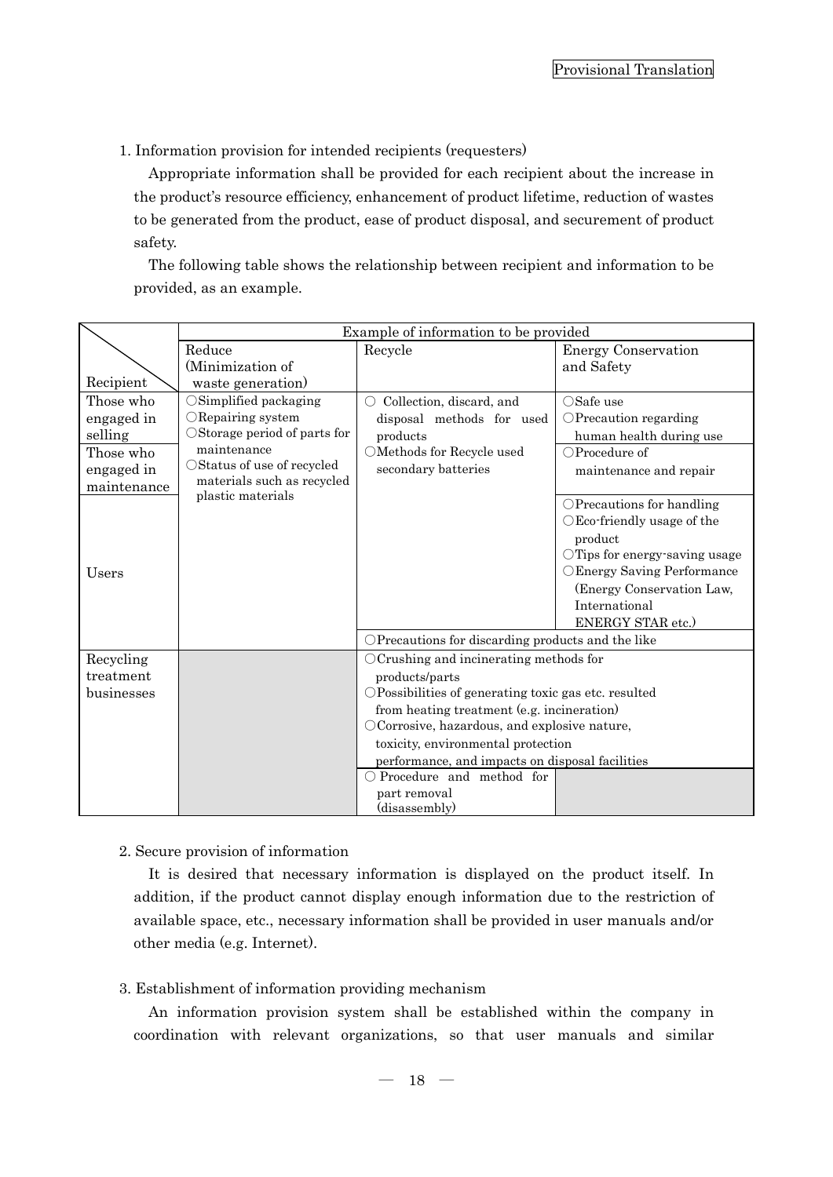Provisional Translation

1. Information provision for intended recipients (requesters)

Appropriate information shall be provided for each recipient about the increase in the product's resource efficiency, enhancement of product lifetime, reduction of wastes to be generated from the product, ease of product disposal, and securement of product safety.

The following table shows the relationship between recipient and information to be provided, as an example.

| Recipient | Example of information to be provided | | |
|---|---|---|---|
| | Reduce (Minimization of waste generation) | Recycle | Energy Conservation and Safety |
| Those who engaged in selling<br>Those who engaged in maintenance | ○Simplified packaging<br>○Repairing system<br>○Storage period of parts for maintenance<br>○Status of use of recycled materials such as recycled plastic materials | ○ Collection, discard, and disposal methods for used products<br>○Methods for Recycle used secondary batteries | ○Safe use<br>○Precaution regarding human health during use<br>○Procedure of maintenance and repair |
| Users | | | ○Precautions for handling<br>○Eco-friendly usage of the product<br>○Tips for energy-saving usage<br>○Energy Saving Performance (Energy Conservation Law, International ENERGY STAR etc.) |
| | | ○Precautions for discarding products and the like | |
| Recycling treatment businesses | | ○Crushing and incinerating methods for products/parts<br>○Possibilities of generating toxic gas etc. resulted from heating treatment (e.g. incineration)<br>○Corrosive, hazardous, and explosive nature, toxicity, environmental protection performance, and impacts on disposal facilities | |
| | | ○ Procedure and method for part removal (disassembly) | |

2. Secure provision of information

It is desired that necessary information is displayed on the product itself. In addition, if the product cannot display enough information due to the restriction of available space, etc., necessary information shall be provided in user manuals and/or other media (e.g. Internet).

3. Establishment of information providing mechanism

An information provision system shall be established within the company in coordination with relevant organizations, so that user manuals and similar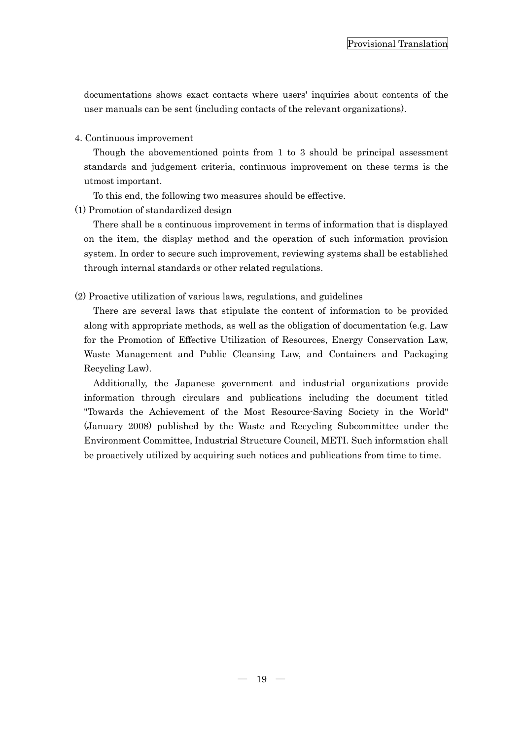documentations shows exact contacts where users' inquiries about contents of the user manuals can be sent (including contacts of the relevant organizations).

4. Continuous improvement

Though the abovementioned points from 1 to 3 should be principal assessment standards and judgement criteria, continuous improvement on these terms is the utmost important.

To this end, the following two measures should be effective.

(1) Promotion of standardized design

There shall be a continuous improvement in terms of information that is displayed on the item, the display method and the operation of such information provision system. In order to secure such improvement, reviewing systems shall be established through internal standards or other related regulations.

(2) Proactive utilization of various laws, regulations, and guidelines

There are several laws that stipulate the content of information to be provided along with appropriate methods, as well as the obligation of documentation (e.g. Law for the Promotion of Effective Utilization of Resources, Energy Conservation Law, Waste Management and Public Cleansing Law, and Containers and Packaging Recycling Law).

Additionally, the Japanese government and industrial organizations provide information through circulars and publications including the document titled "Towards the Achievement of the Most Resource-Saving Society in the World" (January 2008) published by the Waste and Recycling Subcommittee under the Environment Committee, Industrial Structure Council, METI. Such information shall be proactively utilized by acquiring such notices and publications from time to time.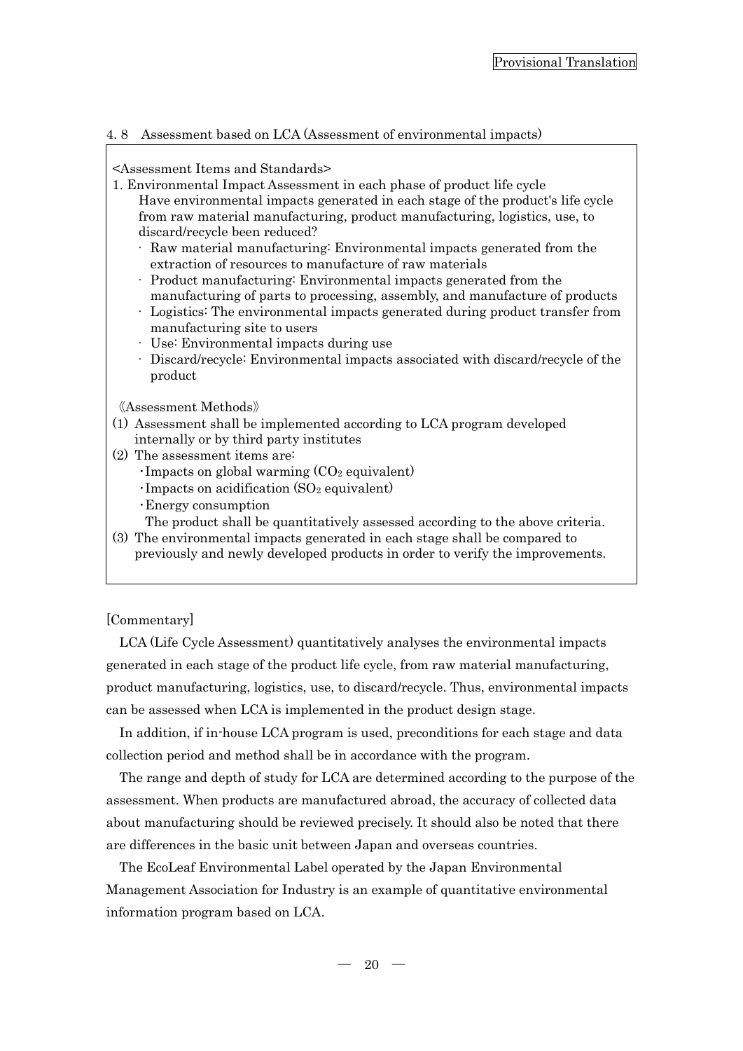### 4. 8 Assessment based on LCA (Assessment of environmental impacts)

<Assessment Items and Standards>

1. Environmental Impact Assessment in each phase of product life cycle
   Have environmental impacts generated in each stage of the product's life cycle from raw material manufacturing, product manufacturing, logistics, use, to discard/recycle been reduced?
   - Raw material manufacturing: Environmental impacts generated from the extraction of resources to manufacture of raw materials
   - Product manufacturing: Environmental impacts generated from the manufacturing of parts to processing, assembly, and manufacture of products
   - Logistics: The environmental impacts generated during product transfer from manufacturing site to users
   - Use: Environmental impacts during use
   - Discard/recycle: Environmental impacts associated with discard/recycle of the product

《Assessment Methods》

(1) Assessment shall be implemented according to LCA program developed internally or by third party institutes

(2) The assessment items are:
   - Impacts on global warming ($CO_2$ equivalent)
   - Impacts on acidification ($SO_2$ equivalent)
   - Energy consumption

   The product shall be quantitatively assessed according to the above criteria.

(3) The environmental impacts generated in each stage shall be compared to previously and newly developed products in order to verify the improvements.

[Commentary]

LCA (Life Cycle Assessment) quantitatively analyses the environmental impacts generated in each stage of the product life cycle, from raw material manufacturing, product manufacturing, logistics, use, to discard/recycle. Thus, environmental impacts can be assessed when LCA is implemented in the product design stage.

In addition, if in-house LCA program is used, preconditions for each stage and data collection period and method shall be in accordance with the program.

The range and depth of study for LCA are determined according to the purpose of the assessment. When products are manufactured abroad, the accuracy of collected data about manufacturing should be reviewed precisely. It should also be noted that there are differences in the basic unit between Japan and overseas countries.

The EcoLeaf Environmental Label operated by the Japan Environmental Management Association for Industry is an example of quantitative environmental information program based on LCA.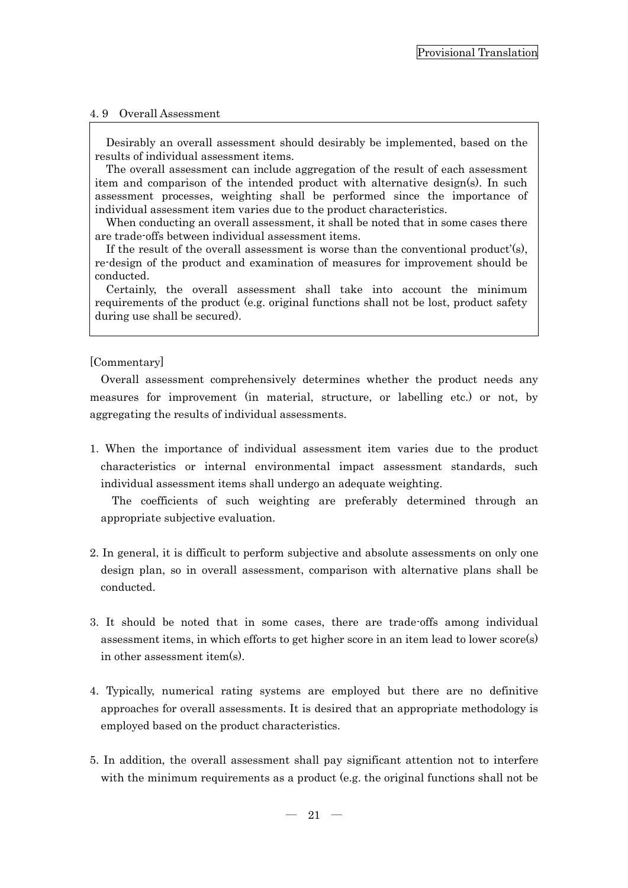### 4. 9 Overall Assessment

> Desirably an overall assessment should desirably be implemented, based on the results of individual assessment items.
>
> The overall assessment can include aggregation of the result of each assessment item and comparison of the intended product with alternative design(s). In such assessment processes, weighting shall be performed since the importance of individual assessment item varies due to the product characteristics.
>
> When conducting an overall assessment, it shall be noted that in some cases there are trade-offs between individual assessment items.
>
> If the result of the overall assessment is worse than the conventional product'(s), re-design of the product and examination of measures for improvement should be conducted.
>
> Certainly, the overall assessment shall take into account the minimum requirements of the product (e.g. original functions shall not be lost, product safety during use shall be secured).

[Commentary]

Overall assessment comprehensively determines whether the product needs any measures for improvement (in material, structure, or labelling etc.) or not, by aggregating the results of individual assessments.

1. When the importance of individual assessment item varies due to the product characteristics or internal environmental impact assessment standards, such individual assessment items shall undergo an adequate weighting.

   The coefficients of such weighting are preferably determined through an appropriate subjective evaluation.

2. In general, it is difficult to perform subjective and absolute assessments on only one design plan, so in overall assessment, comparison with alternative plans shall be conducted.

3. It should be noted that in some cases, there are trade-offs among individual assessment items, in which efforts to get higher score in an item lead to lower score(s) in other assessment item(s).

4. Typically, numerical rating systems are employed but there are no definitive approaches for overall assessments. It is desired that an appropriate methodology is employed based on the product characteristics.

5. In addition, the overall assessment shall pay significant attention not to interfere with the minimum requirements as a product (e.g. the original functions shall not be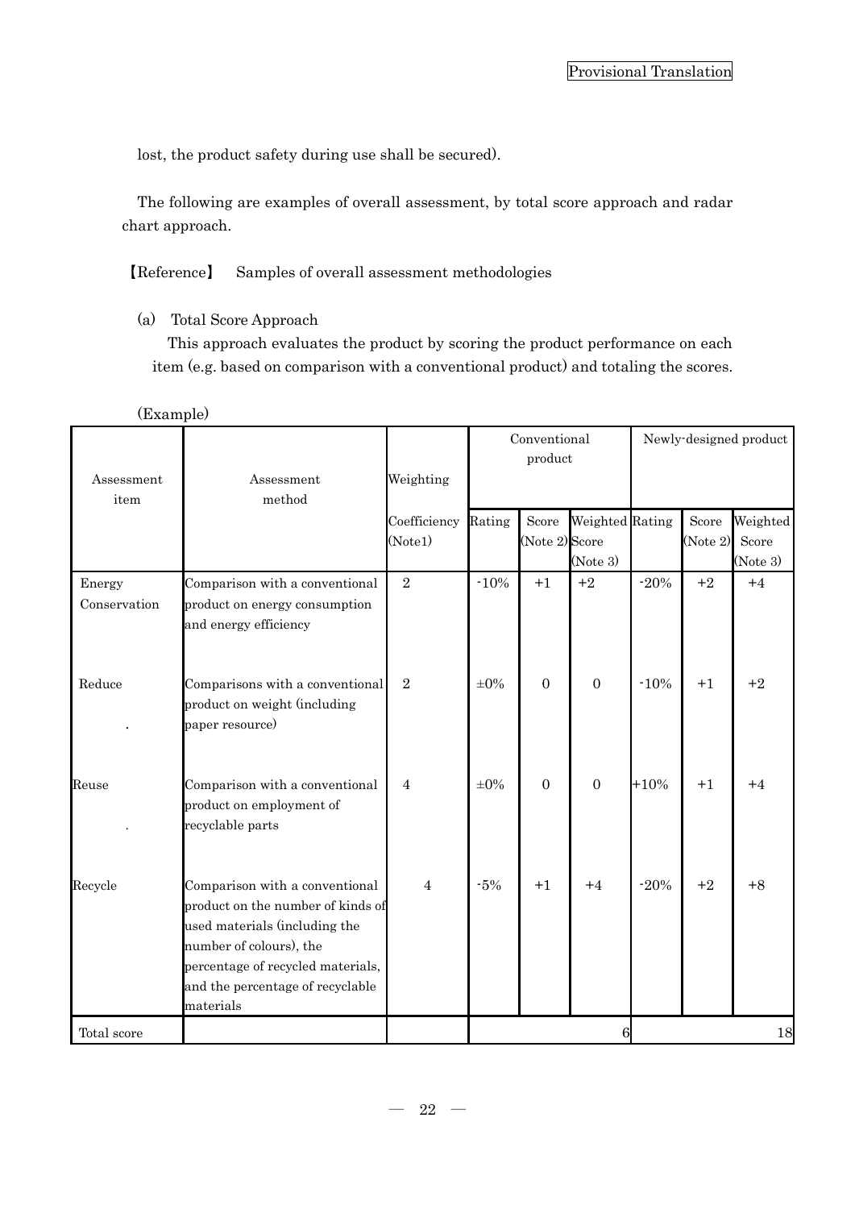lost, the product safety during use shall be secured).

The following are examples of overall assessment, by total score approach and radar chart approach.

【Reference】 Samples of overall assessment methodologies

(a) Total Score Approach

This approach evaluates the product by scoring the product performance on each item (e.g. based on comparison with a conventional product) and totaling the scores.

(Example)

| Assessment item | Assessment method | Weighting | Conventional product | | | Newly-designed product | | |
|---|---|---|---|---|---|---|---|---|
| | | Coefficiency (Note1) | Rating | Score (Note 2) | Weighted Score (Note 3) | Rating | Score (Note 2) | Weighted Score (Note 3) |
| Energy Conservation | Comparison with a conventional product on energy consumption and energy efficiency | 2 | -10% | +1 | +2 | -20% | +2 | +4 |
| Reduce | Comparisons with a conventional product on weight (including paper resource) | 2 | ±0% | 0 | 0 | -10% | +1 | +2 |
| Reuse | Comparison with a conventional product on employment of recyclable parts | 4 | ±0% | 0 | 0 | +10% | +1 | +4 |
| Recycle | Comparison with a conventional product on the number of kinds of used materials (including the number of colours), the percentage of recycled materials, and the percentage of recyclable materials | 4 | -5% | +1 | +4 | -20% | +2 | +8 |
| Total score | | | | | 6 | | | 18 |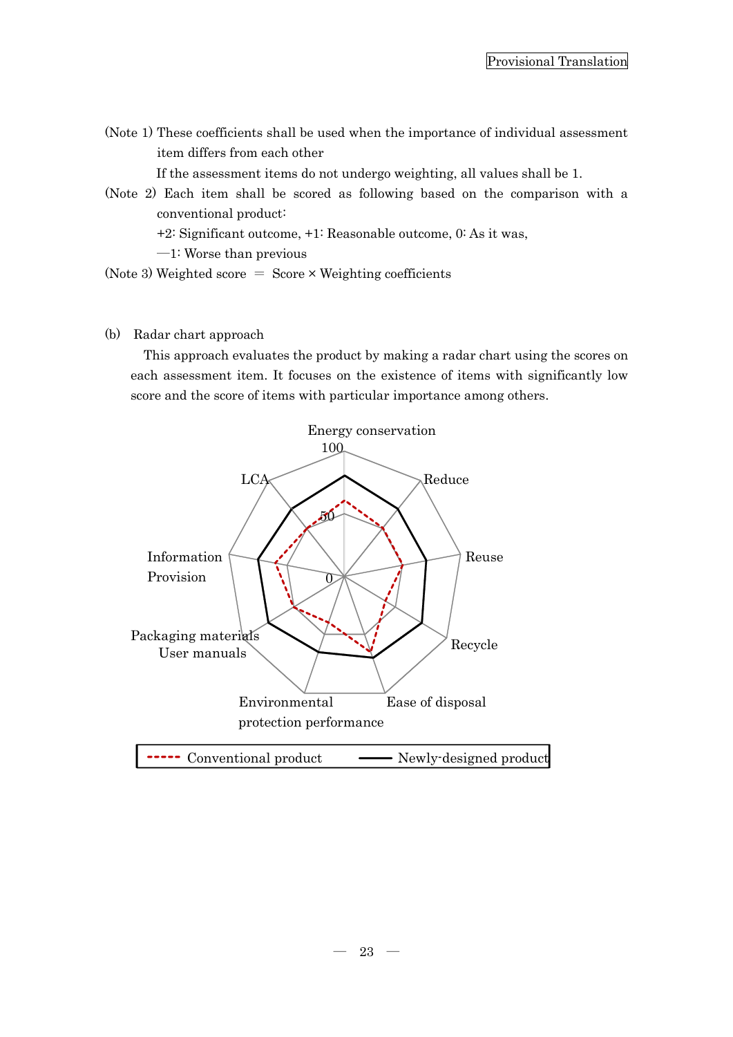(Note 1) These coefficients shall be used when the importance of individual assessment item differs from each other

If the assessment items do not undergo weighting, all values shall be 1.

(Note 2) Each item shall be scored as following based on the comparison with a conventional product:

+2: Significant outcome, +1: Reasonable outcome, 0: As it was,

—1: Worse than previous

(Note 3) Weighted score = Score × Weighting coefficients

(b) Radar chart approach

This approach evaluates the product by making a radar chart using the scores on each assessment item. It focuses on the existence of items with significantly low score and the score of items with particular importance among others.

Energy conservation

100

LCA

Reduce

50

Information Provision

0

Reuse

Packaging materials User manuals

Recycle

Environmental protection performance

Ease of disposal

Conventional product — Newly-designed product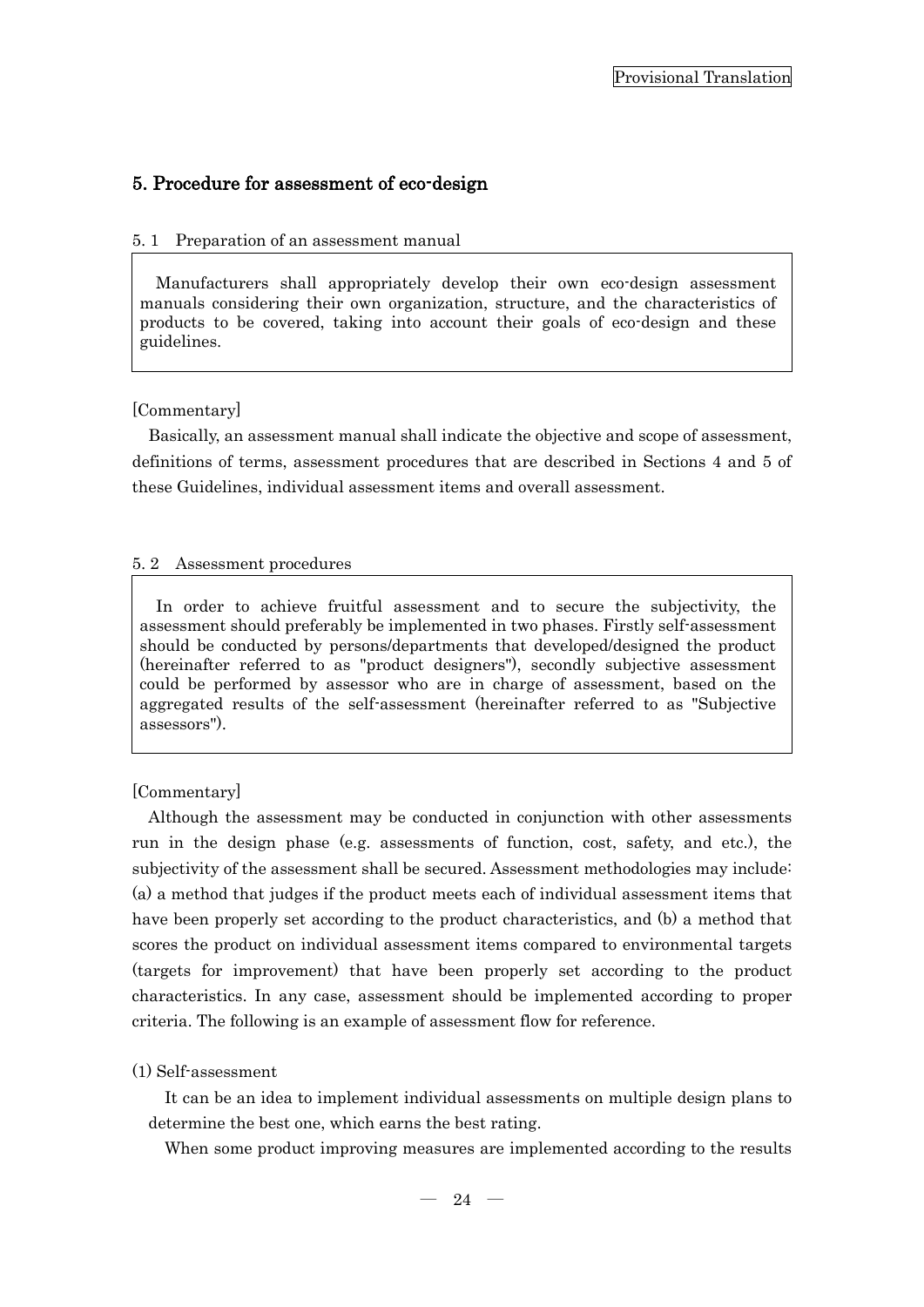## 5. Procedure for assessment of eco-design

### 5. 1 Preparation of an assessment manual

Manufacturers shall appropriately develop their own eco-design assessment manuals considering their own organization, structure, and the characteristics of products to be covered, taking into account their goals of eco-design and these guidelines.

[Commentary]

Basically, an assessment manual shall indicate the objective and scope of assessment, definitions of terms, assessment procedures that are described in Sections 4 and 5 of these Guidelines, individual assessment items and overall assessment.

### 5. 2 Assessment procedures

In order to achieve fruitful assessment and to secure the subjectivity, the assessment should preferably be implemented in two phases. Firstly self-assessment should be conducted by persons/departments that developed/designed the product (hereinafter referred to as "product designers"), secondly subjective assessment could be performed by assessor who are in charge of assessment, based on the aggregated results of the self-assessment (hereinafter referred to as "Subjective assessors").

[Commentary]

Although the assessment may be conducted in conjunction with other assessments run in the design phase (e.g. assessments of function, cost, safety, and etc.), the subjectivity of the assessment shall be secured. Assessment methodologies may include: (a) a method that judges if the product meets each of individual assessment items that have been properly set according to the product characteristics, and (b) a method that scores the product on individual assessment items compared to environmental targets (targets for improvement) that have been properly set according to the product characteristics. In any case, assessment should be implemented according to proper criteria. The following is an example of assessment flow for reference.

(1) Self-assessment

It can be an idea to implement individual assessments on multiple design plans to determine the best one, which earns the best rating.

When some product improving measures are implemented according to the results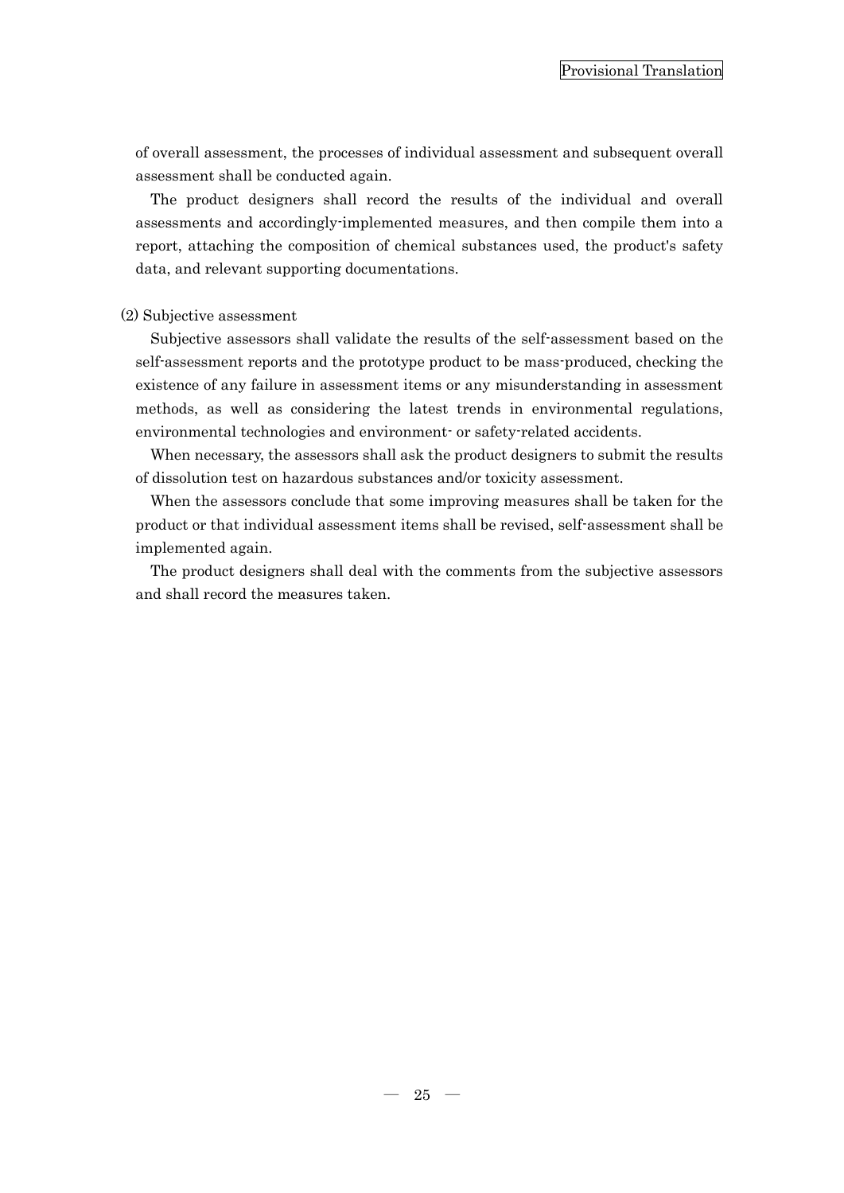of overall assessment, the processes of individual assessment and subsequent overall assessment shall be conducted again.

The product designers shall record the results of the individual and overall assessments and accordingly-implemented measures, and then compile them into a report, attaching the composition of chemical substances used, the product's safety data, and relevant supporting documentations.

(2) Subjective assessment

Subjective assessors shall validate the results of the self-assessment based on the self-assessment reports and the prototype product to be mass-produced, checking the existence of any failure in assessment items or any misunderstanding in assessment methods, as well as considering the latest trends in environmental regulations, environmental technologies and environment- or safety-related accidents.

When necessary, the assessors shall ask the product designers to submit the results of dissolution test on hazardous substances and/or toxicity assessment.

When the assessors conclude that some improving measures shall be taken for the product or that individual assessment items shall be revised, self-assessment shall be implemented again.

The product designers shall deal with the comments from the subjective assessors and shall record the measures taken.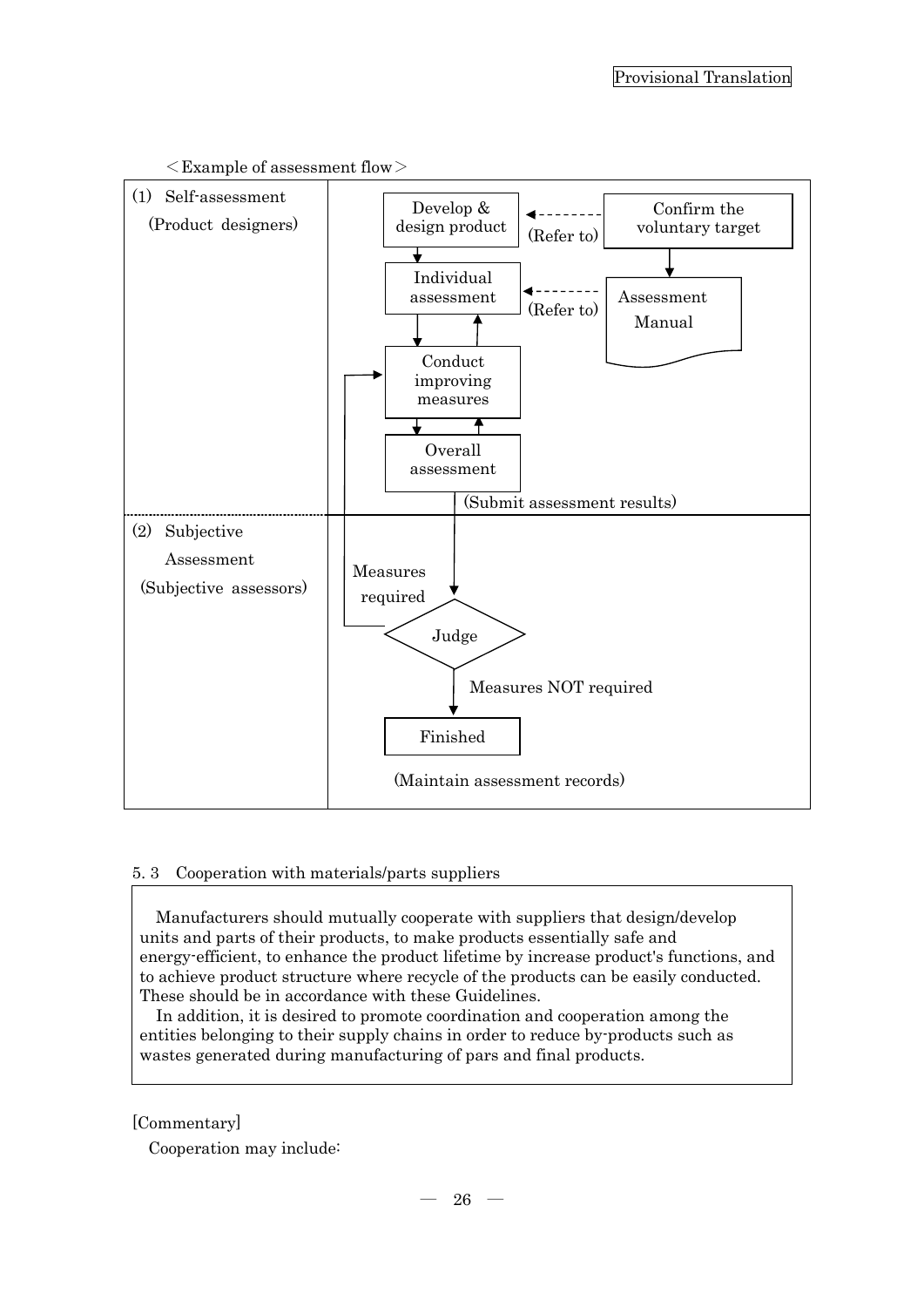<Example of assessment flow>

| | |
|---|---|
| (1) Self-assessment (Product designers) | Develop & design product ← (Refer to) ← Confirm the voluntary target<br>Confirm the voluntary target → Assessment Manual<br>Develop & design product → Individual assessment ← (Refer to) ← Assessment Manual<br>Individual assessment ⇄ Conduct improving measures ⇄ Overall assessment<br>Overall assessment → (Submit assessment results) |
| (2) Subjective Assessment (Subjective assessors) | Judge<br>Measures required → Conduct improving measures<br>Measures NOT required → Finished<br>(Maintain assessment records) |

5. 3　Cooperation with materials/parts suppliers

> Manufacturers should mutually cooperate with suppliers that design/develop units and parts of their products, to make products essentially safe and energy-efficient, to enhance the product lifetime by increase product's functions, and to achieve product structure where recycle of the products can be easily conducted. These should be in accordance with these Guidelines.
>
> In addition, it is desired to promote coordination and cooperation among the entities belonging to their supply chains in order to reduce by-products such as wastes generated during manufacturing of pars and final products.

[Commentary]

Cooperation may include: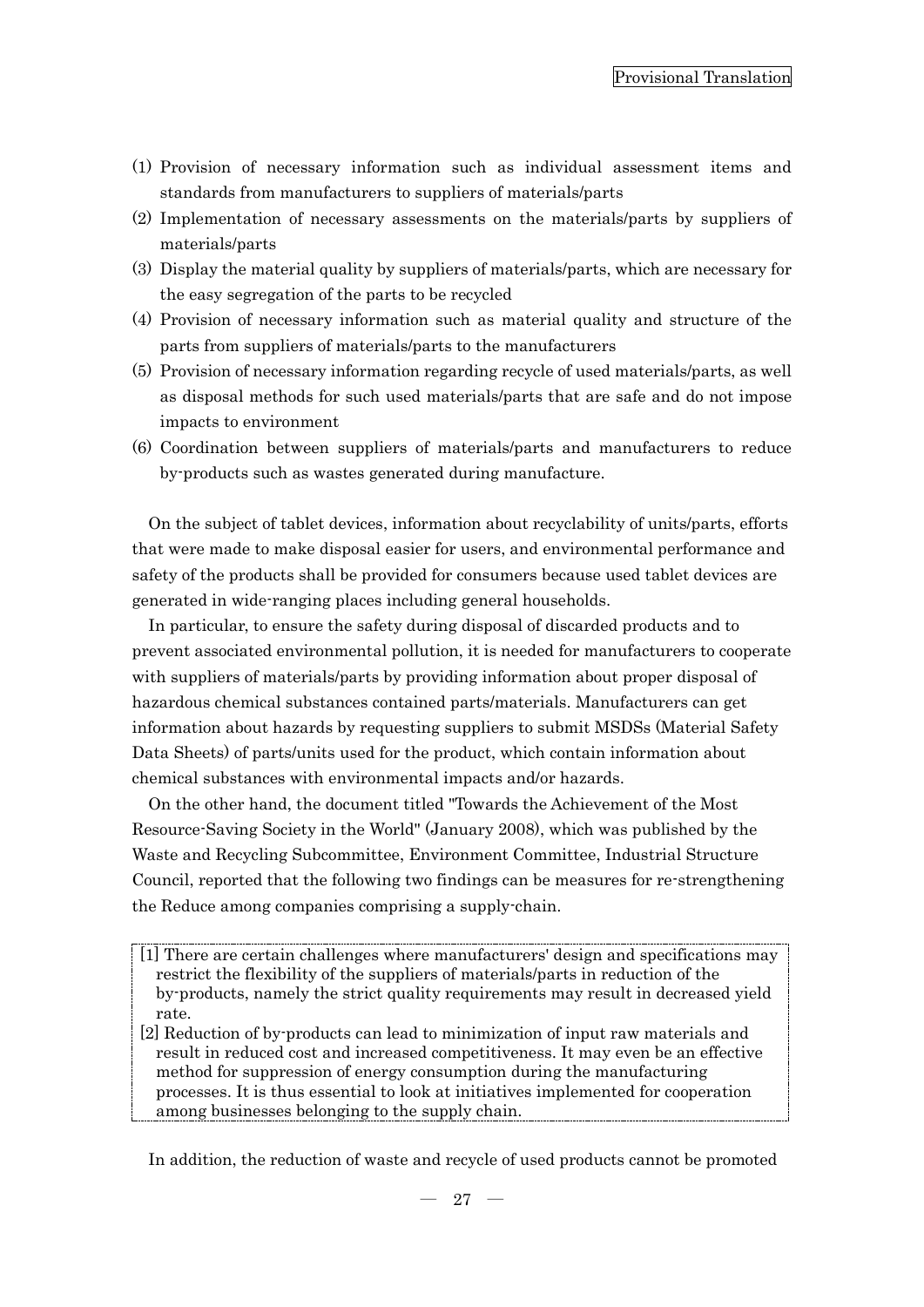(1) Provision of necessary information such as individual assessment items and standards from manufacturers to suppliers of materials/parts

(2) Implementation of necessary assessments on the materials/parts by suppliers of materials/parts

(3) Display the material quality by suppliers of materials/parts, which are necessary for the easy segregation of the parts to be recycled

(4) Provision of necessary information such as material quality and structure of the parts from suppliers of materials/parts to the manufacturers

(5) Provision of necessary information regarding recycle of used materials/parts, as well as disposal methods for such used materials/parts that are safe and do not impose impacts to environment

(6) Coordination between suppliers of materials/parts and manufacturers to reduce by-products such as wastes generated during manufacture.

On the subject of tablet devices, information about recyclability of units/parts, efforts that were made to make disposal easier for users, and environmental performance and safety of the products shall be provided for consumers because used tablet devices are generated in wide-ranging places including general households.

In particular, to ensure the safety during disposal of discarded products and to prevent associated environmental pollution, it is needed for manufacturers to cooperate with suppliers of materials/parts by providing information about proper disposal of hazardous chemical substances contained parts/materials. Manufacturers can get information about hazards by requesting suppliers to submit MSDSs (Material Safety Data Sheets) of parts/units used for the product, which contain information about chemical substances with environmental impacts and/or hazards.

On the other hand, the document titled "Towards the Achievement of the Most Resource-Saving Society in the World" (January 2008), which was published by the Waste and Recycling Subcommittee, Environment Committee, Industrial Structure Council, reported that the following two findings can be measures for re-strengthening the Reduce among companies comprising a supply-chain.

[1] There are certain challenges where manufacturers' design and specifications may restrict the flexibility of the suppliers of materials/parts in reduction of the by-products, namely the strict quality requirements may result in decreased yield rate.

[2] Reduction of by-products can lead to minimization of input raw materials and result in reduced cost and increased competitiveness. It may even be an effective method for suppression of energy consumption during the manufacturing processes. It is thus essential to look at initiatives implemented for cooperation among businesses belonging to the supply chain.

In addition, the reduction of waste and recycle of used products cannot be promoted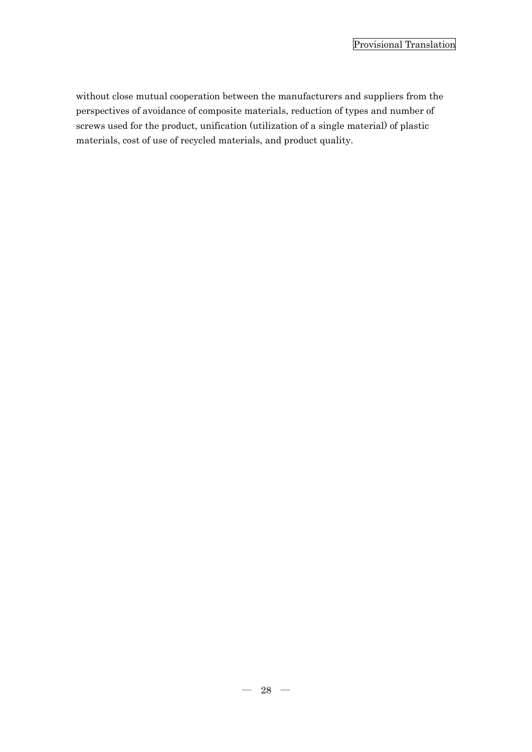without close mutual cooperation between the manufacturers and suppliers from the perspectives of avoidance of composite materials, reduction of types and number of screws used for the product, unification (utilization of a single material) of plastic materials, cost of use of recycled materials, and product quality.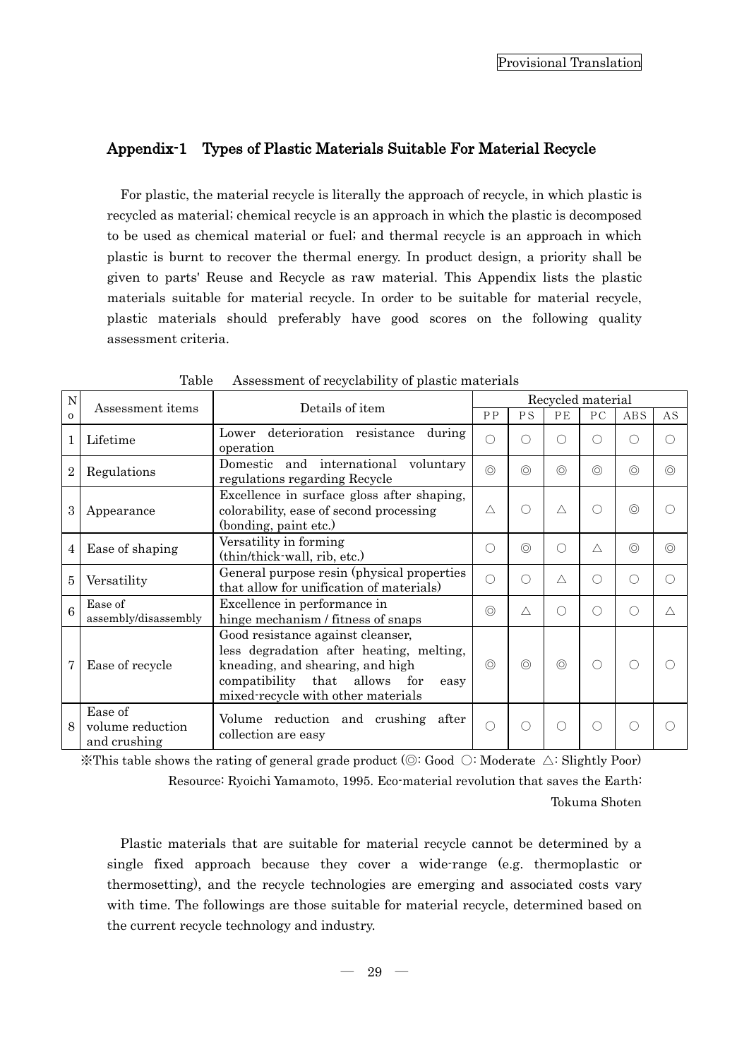Provisional Translation

## Appendix-1 Types of Plastic Materials Suitable For Material Recycle

For plastic, the material recycle is literally the approach of recycle, in which plastic is recycled as material; chemical recycle is an approach in which the plastic is decomposed to be used as chemical material or fuel; and thermal recycle is an approach in which plastic is burnt to recover the thermal energy. In product design, a priority shall be given to parts' Reuse and Recycle as raw material. This Appendix lists the plastic materials suitable for material recycle. In order to be suitable for material recycle, plastic materials should preferably have good scores on the following quality assessment criteria.

Table Assessment of recyclability of plastic materials

| No | Assessment items | Details of item | Recycled material | | | | | |
|---|---|---|---|---|---|---|---|---|
| | | | PP | PS | PE | PC | ABS | AS |
| 1 | Lifetime | Lower deterioration resistance during operation | ○ | ○ | ○ | ○ | ○ | ○ |
| 2 | Regulations | Domestic and international voluntary regulations regarding Recycle | ◎ | ◎ | ◎ | ◎ | ◎ | ◎ |
| 3 | Appearance | Excellence in surface gloss after shaping, colorability, ease of second processing (bonding, paint etc.) | △ | ○ | △ | ○ | ◎ | ○ |
| 4 | Ease of shaping | Versatility in forming (thin/thick-wall, rib, etc.) | ○ | ◎ | ○ | △ | ◎ | ◎ |
| 5 | Versatility | General purpose resin (physical properties that allow for unification of materials) | ○ | ○ | △ | ○ | ○ | ○ |
| 6 | Ease of assembly/disassembly | Excellence in performance in hinge mechanism / fitness of snaps | ◎ | △ | ○ | ○ | ○ | △ |
| 7 | Ease of recycle | Good resistance against cleanser, less degradation after heating, melting, kneading, and shearing, and high compatibility that allows for easy mixed-recycle with other materials | ◎ | ◎ | ◎ | ○ | ○ | ○ |
| 8 | Ease of volume reduction and crushing | Volume reduction and crushing after collection are easy | ○ | ○ | ○ | ○ | ○ | ○ |

※This table shows the rating of general grade product (◎: Good ○: Moderate △: Slightly Poor)

Resource: Ryoichi Yamamoto, 1995. Eco-material revolution that saves the Earth: Tokuma Shoten

Plastic materials that are suitable for material recycle cannot be determined by a single fixed approach because they cover a wide-range (e.g. thermoplastic or thermosetting), and the recycle technologies are emerging and associated costs vary with time. The followings are those suitable for material recycle, determined based on the current recycle technology and industry.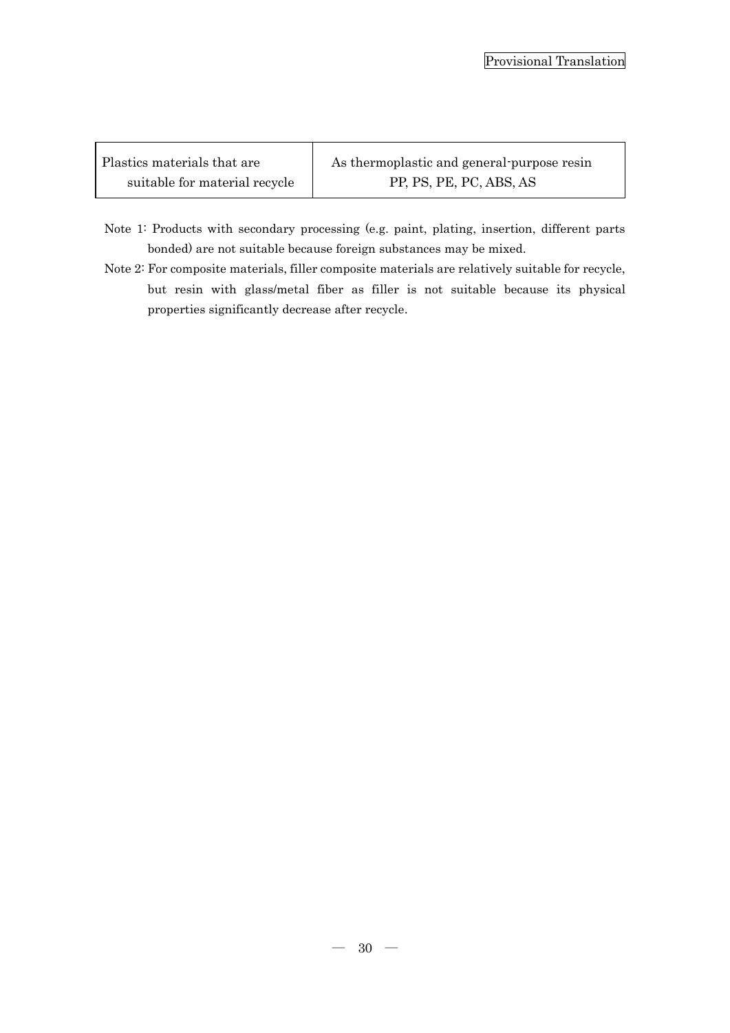| Plastics materials that are suitable for material recycle | As thermoplastic and general-purpose resin PP, PS, PE, PC, ABS, AS |
|---|---|

Note 1: Products with secondary processing (e.g. paint, plating, insertion, different parts bonded) are not suitable because foreign substances may be mixed.

Note 2: For composite materials, filler composite materials are relatively suitable for recycle, but resin with glass/metal fiber as filler is not suitable because its physical properties significantly decrease after recycle.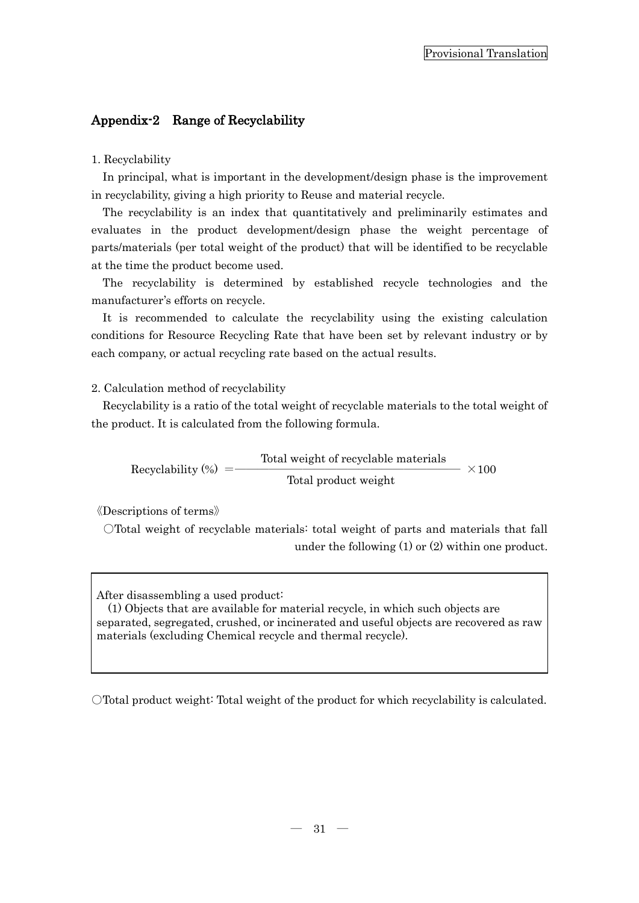Provisional Translation

## Appendix-2　Range of Recyclability

1. Recyclability

In principal, what is important in the development/design phase is the improvement in recyclability, giving a high priority to Reuse and material recycle.

The recyclability is an index that quantitatively and preliminarily estimates and evaluates in the product development/design phase the weight percentage of parts/materials (per total weight of the product) that will be identified to be recyclable at the time the product become used.

The recyclability is determined by established recycle technologies and the manufacturer's efforts on recycle.

It is recommended to calculate the recyclability using the existing calculation conditions for Resource Recycling Rate that have been set by relevant industry or by each company, or actual recycling rate based on the actual results.

2. Calculation method of recyclability

Recyclability is a ratio of the total weight of recyclable materials to the total weight of the product. It is calculated from the following formula.

$$\text{Recyclability (\%)} = \frac{\text{Total weight of recyclable materials}}{\text{Total product weight}} \times 100$$

《Descriptions of terms》

○Total weight of recyclable materials: total weight of parts and materials that fall under the following (1) or (2) within one product.

> After disassembling a used product:
> (1) Objects that are available for material recycle, in which such objects are separated, segregated, crushed, or incinerated and useful objects are recovered as raw materials (excluding Chemical recycle and thermal recycle).

○Total product weight: Total weight of the product for which recyclability is calculated.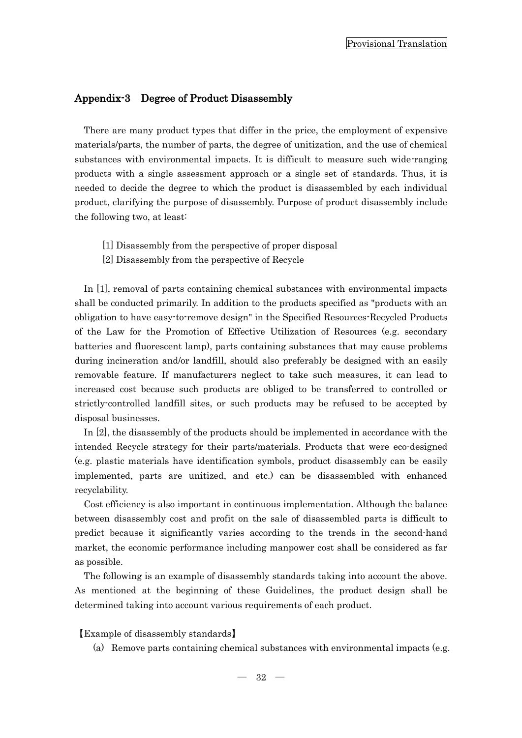## Appendix-3 Degree of Product Disassembly

There are many product types that differ in the price, the employment of expensive materials/parts, the number of parts, the degree of unitization, and the use of chemical substances with environmental impacts. It is difficult to measure such wide-ranging products with a single assessment approach or a single set of standards. Thus, it is needed to decide the degree to which the product is disassembled by each individual product, clarifying the purpose of disassembly. Purpose of product disassembly include the following two, at least:

[1] Disassembly from the perspective of proper disposal
[2] Disassembly from the perspective of Recycle

In [1], removal of parts containing chemical substances with environmental impacts shall be conducted primarily. In addition to the products specified as "products with an obligation to have easy-to-remove design" in the Specified Resources-Recycled Products of the Law for the Promotion of Effective Utilization of Resources (e.g. secondary batteries and fluorescent lamp), parts containing substances that may cause problems during incineration and/or landfill, should also preferably be designed with an easily removable feature. If manufacturers neglect to take such measures, it can lead to increased cost because such products are obliged to be transferred to controlled or strictly-controlled landfill sites, or such products may be refused to be accepted by disposal businesses.

In [2], the disassembly of the products should be implemented in accordance with the intended Recycle strategy for their parts/materials. Products that were eco-designed (e.g. plastic materials have identification symbols, product disassembly can be easily implemented, parts are unitized, and etc.) can be disassembled with enhanced recyclability.

Cost efficiency is also important in continuous implementation. Although the balance between disassembly cost and profit on the sale of disassembled parts is difficult to predict because it significantly varies according to the trends in the second-hand market, the economic performance including manpower cost shall be considered as far as possible.

The following is an example of disassembly standards taking into account the above. As mentioned at the beginning of these Guidelines, the product design shall be determined taking into account various requirements of each product.

【Example of disassembly standards】

(a) Remove parts containing chemical substances with environmental impacts (e.g.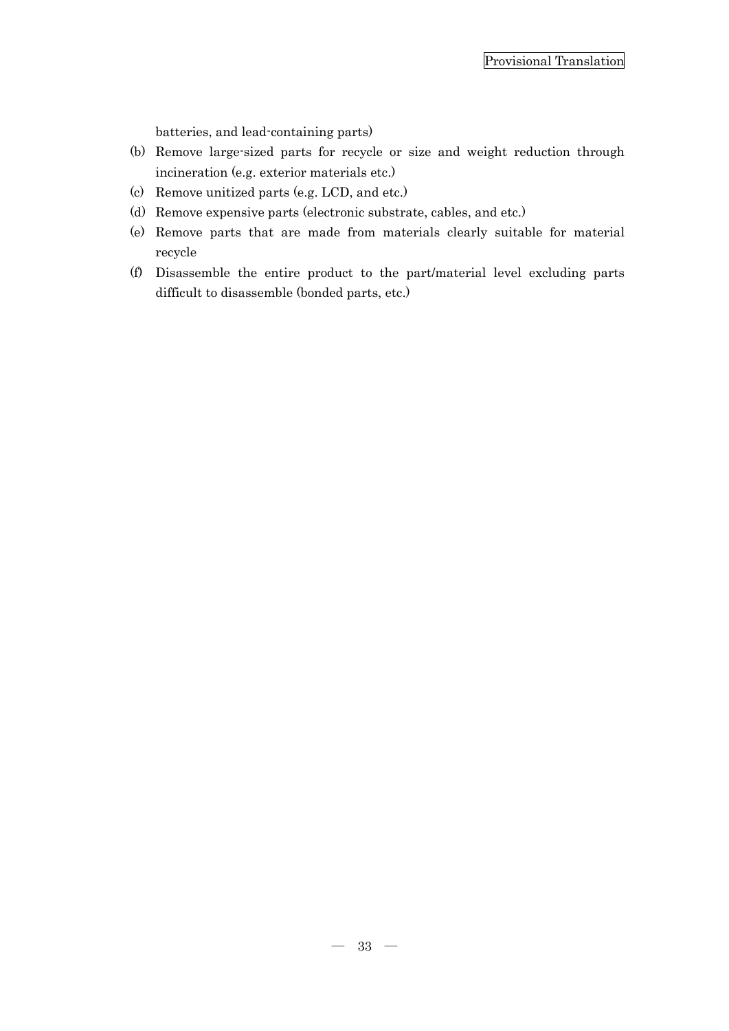batteries, and lead-containing parts)

(b) Remove large-sized parts for recycle or size and weight reduction through incineration (e.g. exterior materials etc.)

(c) Remove unitized parts (e.g. LCD, and etc.)

(d) Remove expensive parts (electronic substrate, cables, and etc.)

(e) Remove parts that are made from materials clearly suitable for material recycle

(f) Disassemble the entire product to the part/material level excluding parts difficult to disassemble (bonded parts, etc.)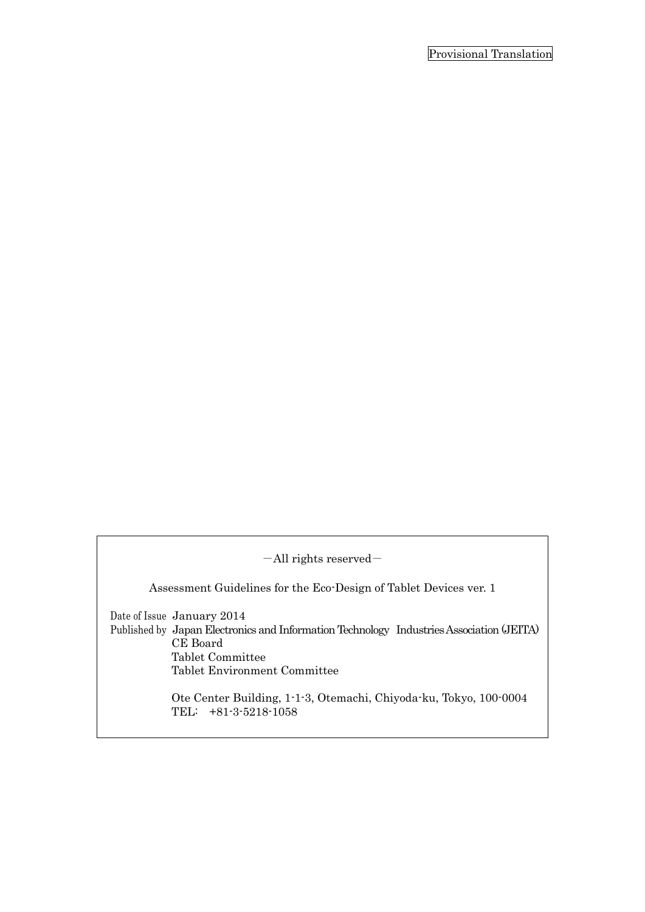Provisional Translation

－All rights reserved－

Assessment Guidelines for the Eco-Design of Tablet Devices ver. 1

Date of Issue January 2014

Published by Japan Electronics and Information Technology Industries Association (JEITA)
CE Board
Tablet Committee
Tablet Environment Committee

Ote Center Building, 1-1-3, Otemachi, Chiyoda-ku, Tokyo, 100-0004
TEL: +81-3-5218-1058